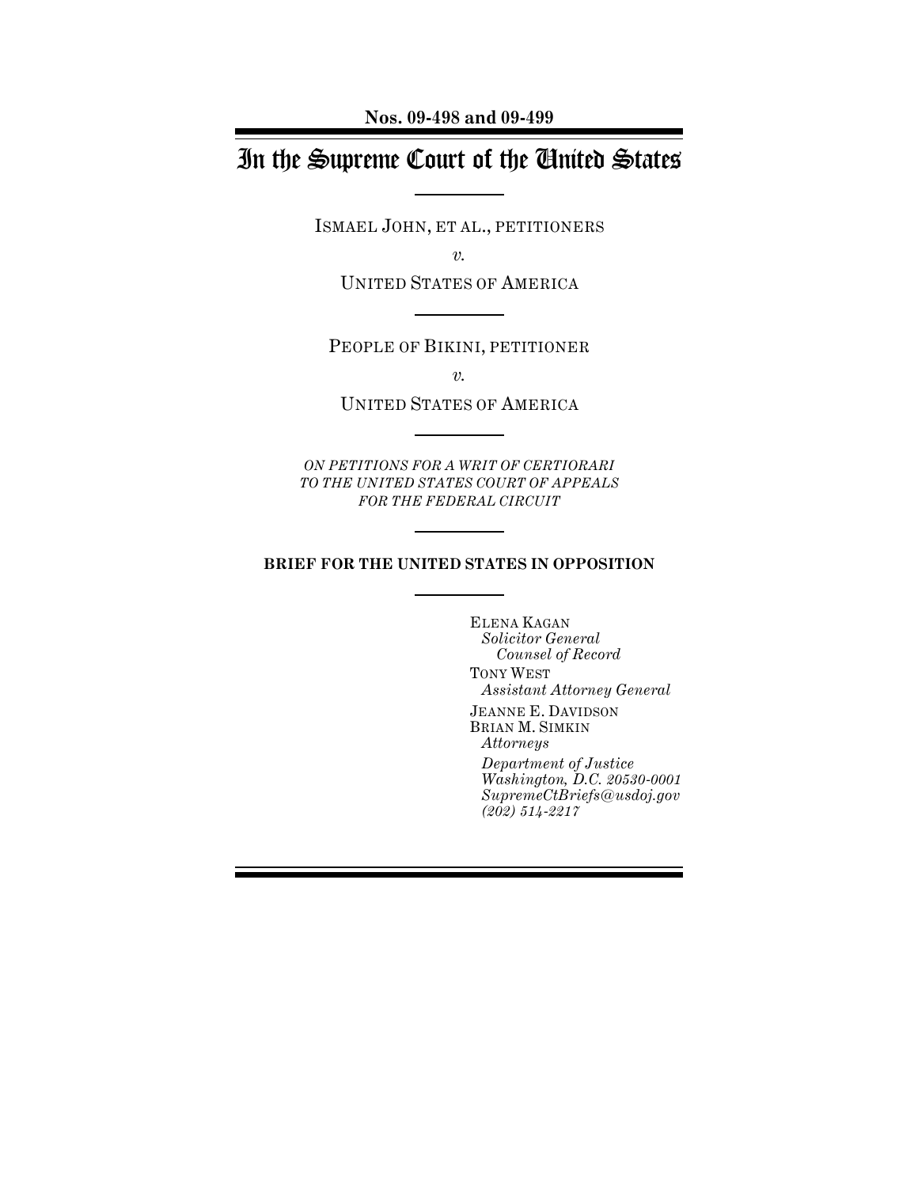**Nos. 09-498 and 09-499**

# In the Supreme Court of the United States

ISMAEL JOHN, ET AL., PETITIONERS

*v.*

UNITED STATES OF AMERICA

PEOPLE OF BIKINI, PETITIONER

*v.*

UNITED STATES OF AMERICA

*ON PETITIONS FOR A WRIT OF CERTIORARI TO THE UNITED STATES COURT OF APPEALS FOR THE FEDERAL CIRCUIT*

**BRIEF FOR THE UNITED STATES IN OPPOSITION**

ELENA KAGAN
*Solicitor General*
*Counsel of Record*

TONY WEST
*Assistant Attorney General*

JEANNE E. DAVIDSON
BRIAN M. SIMKIN
*Attorneys*

*Department of Justice*
*Washington, D.C. 20530-0001*
*SupremeCtBriefs@usdoj.gov*
*(202) 514-2217*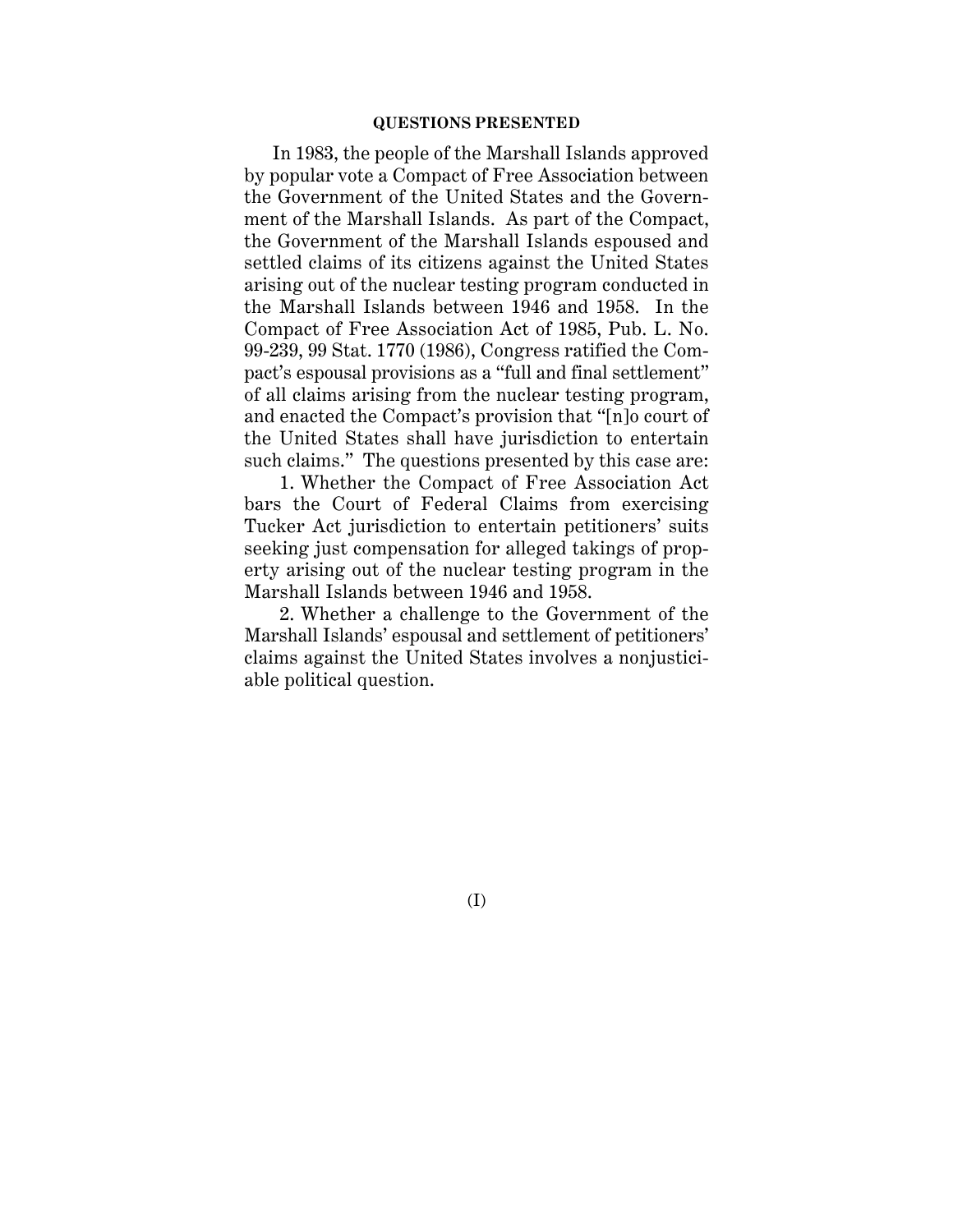## QUESTIONS PRESENTED

In 1983, the people of the Marshall Islands approved by popular vote a Compact of Free Association between the Government of the United States and the Government of the Marshall Islands. As part of the Compact, the Government of the Marshall Islands espoused and settled claims of its citizens against the United States arising out of the nuclear testing program conducted in the Marshall Islands between 1946 and 1958. In the Compact of Free Association Act of 1985, Pub. L. No. 99-239, 99 Stat. 1770 (1986), Congress ratified the Compact's espousal provisions as a "full and final settlement" of all claims arising from the nuclear testing program, and enacted the Compact's provision that "[n]o court of the United States shall have jurisdiction to entertain such claims." The questions presented by this case are:

1. Whether the Compact of Free Association Act bars the Court of Federal Claims from exercising Tucker Act jurisdiction to entertain petitioners' suits seeking just compensation for alleged takings of property arising out of the nuclear testing program in the Marshall Islands between 1946 and 1958.

2. Whether a challenge to the Government of the Marshall Islands' espousal and settlement of petitioners' claims against the United States involves a nonjusticiable political question.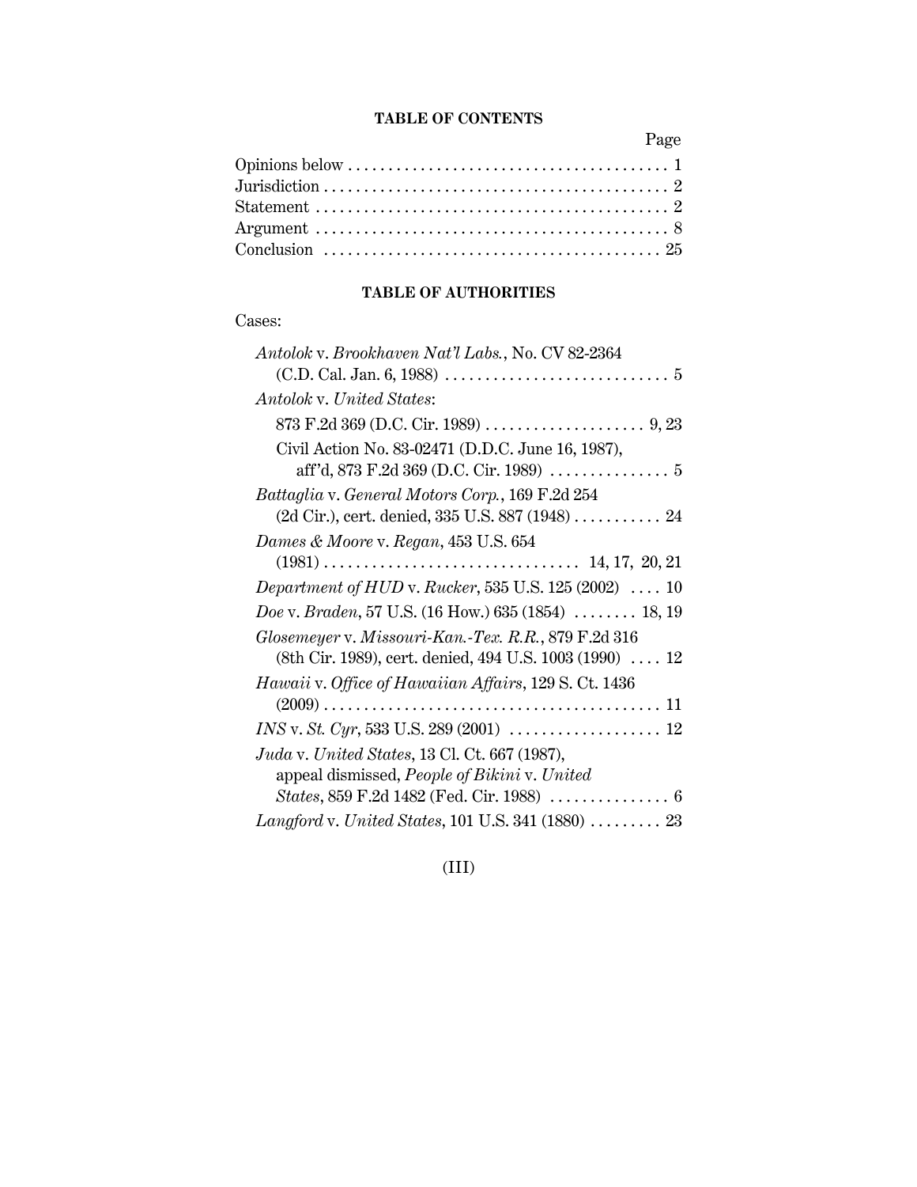**TABLE OF CONTENTS**

| | Page |
|---|---|
| Opinions below | 1 |
| Jurisdiction | 2 |
| Statement | 2 |
| Argument | 8 |
| Conclusion | 25 |

**TABLE OF AUTHORITIES**

Cases:

*Antolok* v. *Brookhaven Nat'l Labs.*, No. CV 82-2364 (C.D. Cal. Jan. 6, 1988) . . . . . 5

*Antolok* v. *United States*:

- 873 F.2d 369 (D.C. Cir. 1989) . . . . . 9, 23
- Civil Action No. 83-02471 (D.D.C. June 16, 1987), aff'd, 873 F.2d 369 (D.C. Cir. 1989) . . . . . 5

*Battaglia* v. *General Motors Corp.*, 169 F.2d 254 (2d Cir.), cert. denied, 335 U.S. 887 (1948) . . . . . 24

*Dames & Moore* v. *Regan*, 453 U.S. 654 (1981) . . . . . 14, 17, 20, 21

*Department of HUD* v. *Rucker*, 535 U.S. 125 (2002) . . . . 10

*Doe* v. *Braden*, 57 U.S. (16 How.) 635 (1854) . . . . . 18, 19

*Glosemeyer* v. *Missouri-Kan.-Tex. R.R.*, 879 F.2d 316 (8th Cir. 1989), cert. denied, 494 U.S. 1003 (1990) . . . . 12

*Hawaii* v. *Office of Hawaiian Affairs*, 129 S. Ct. 1436 (2009) . . . . . 11

*INS* v. *St. Cyr*, 533 U.S. 289 (2001) . . . . . 12

*Juda* v. *United States*, 13 Cl. Ct. 667 (1987), appeal dismissed, *People of Bikini* v. *United States*, 859 F.2d 1482 (Fed. Cir. 1988) . . . . . 6

*Langford* v. *United States*, 101 U.S. 341 (1880) . . . . . 23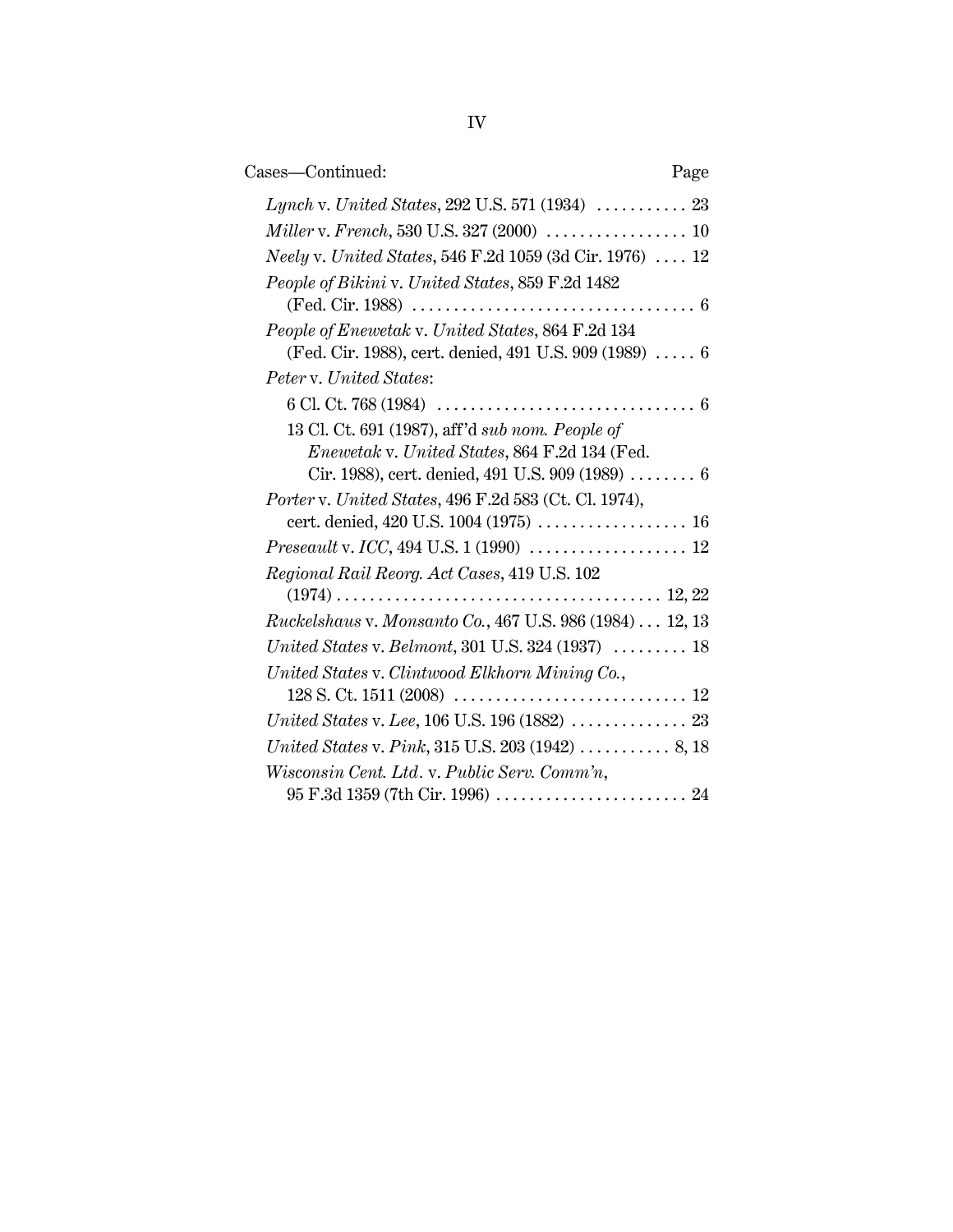Cases—Continued: Page

*Lynch* v. *United States*, 292 U.S. 571 (1934) . . . . . . . . . . . 23

*Miller* v. *French*, 530 U.S. 327 (2000) . . . . . . . . . . . . . . . . . 10

*Neely* v. *United States*, 546 F.2d 1059 (3d Cir. 1976) . . . . 12

*People of Bikini* v. *United States*, 859 F.2d 1482 (Fed. Cir. 1988) . . . . . . . . . . . . . . . . . . . . . . . . . . . . . . . . . . 6

*People of Enewetak* v. *United States*, 864 F.2d 134 (Fed. Cir. 1988), cert. denied, 491 U.S. 909 (1989) . . . . . 6

*Peter* v. *United States*:

- 6 Cl. Ct. 768 (1984) . . . . . . . . . . . . . . . . . . . . . . . . . . . . . . . 6
- 13 Cl. Ct. 691 (1987), aff'd *sub nom. People of Enewetak* v. *United States*, 864 F.2d 134 (Fed. Cir. 1988), cert. denied, 491 U.S. 909 (1989) . . . . . . . . 6

*Porter* v. *United States*, 496 F.2d 583 (Ct. Cl. 1974), cert. denied, 420 U.S. 1004 (1975) . . . . . . . . . . . . . . . . . . 16

*Preseault* v. *ICC*, 494 U.S. 1 (1990) . . . . . . . . . . . . . . . . . . . 12

*Regional Rail Reorg. Act Cases*, 419 U.S. 102 (1974) . . . . . . . . . . . . . . . . . . . . . . . . . . . . . . . . . . . . . . 12, 22

*Ruckelshaus* v. *Monsanto Co.*, 467 U.S. 986 (1984) . . . 12, 13

*United States* v. *Belmont*, 301 U.S. 324 (1937) . . . . . . . . . 18

*United States* v. *Clintwood Elkhorn Mining Co.*, 128 S. Ct. 1511 (2008) . . . . . . . . . . . . . . . . . . . . . . . . . . . . 12

*United States* v. *Lee*, 106 U.S. 196 (1882) . . . . . . . . . . . . . . 23

*United States* v. *Pink*, 315 U.S. 203 (1942) . . . . . . . . . . . 8, 18

*Wisconsin Cent. Ltd.* v. *Public Serv. Comm'n*, 95 F.3d 1359 (7th Cir. 1996) . . . . . . . . . . . . . . . . . . . . . . . 24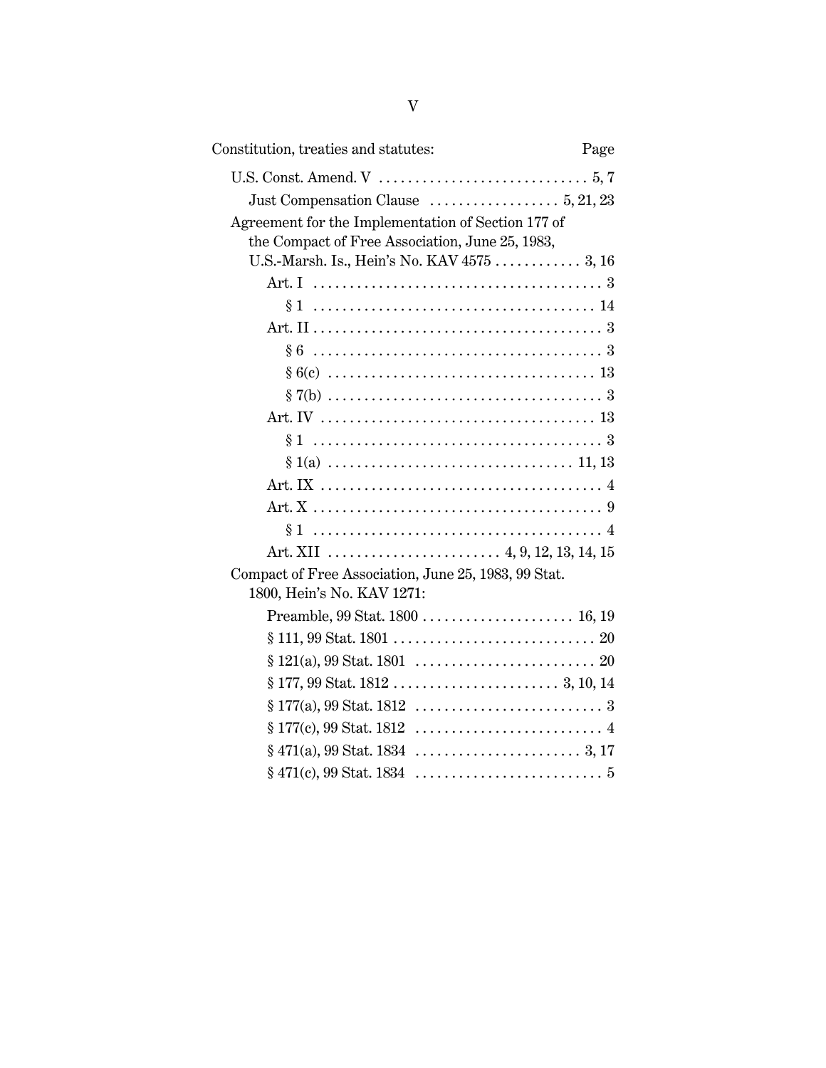| Constitution, treaties and statutes: | Page |
|---|---|
| U.S. Const. Amend. V | 5, 7 |
| Just Compensation Clause | 5, 21, 23 |
| Agreement for the Implementation of Section 177 of the Compact of Free Association, June 25, 1983, U.S.-Marsh. Is., Hein's No. KAV 4575 | 3, 16 |
| Art. I | 3 |
| § 1 | 14 |
| Art. II | 3 |
| § 6 | 3 |
| § 6(c) | 13 |
| § 7(b) | 3 |
| Art. IV | 13 |
| § 1 | 3 |
| § 1(a) | 11, 13 |
| Art. IX | 4 |
| Art. X | 9 |
| § 1 | 4 |
| Art. XII | 4, 9, 12, 13, 14, 15 |
| Compact of Free Association, June 25, 1983, 99 Stat. 1800, Hein's No. KAV 1271: | |
| Preamble, 99 Stat. 1800 | 16, 19 |
| § 111, 99 Stat. 1801 | 20 |
| § 121(a), 99 Stat. 1801 | 20 |
| § 177, 99 Stat. 1812 | 3, 10, 14 |
| § 177(a), 99 Stat. 1812 | 3 |
| § 177(c), 99 Stat. 1812 | 4 |
| § 471(a), 99 Stat. 1834 | 3, 17 |
| § 471(c), 99 Stat. 1834 | 5 |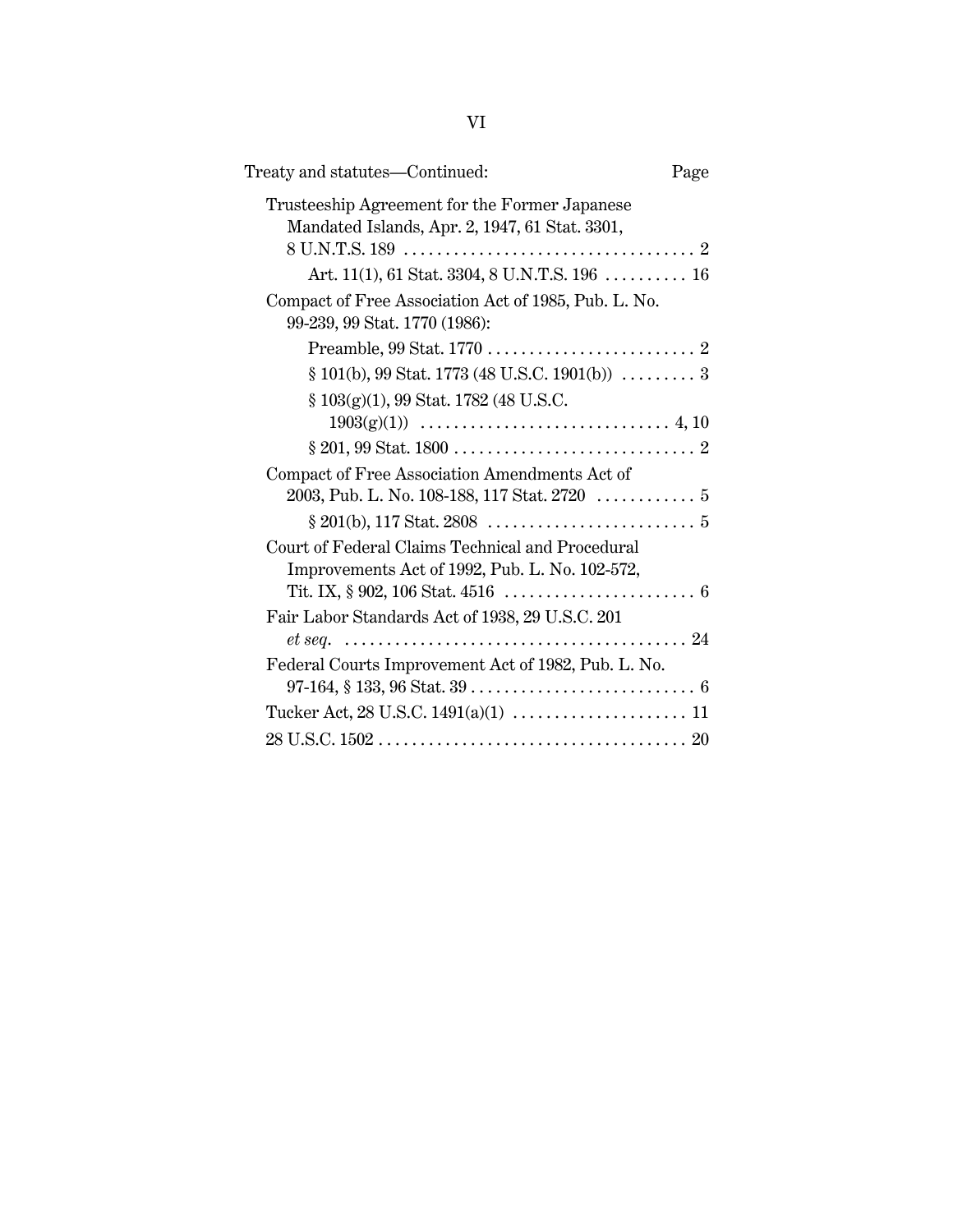Treaty and statutes—Continued: Page

Trusteeship Agreement for the Former Japanese Mandated Islands, Apr. 2, 1947, 61 Stat. 3301, 8 U.N.T.S. 189 .................................... 2

Art. 11(1), 61 Stat. 3304, 8 U.N.T.S. 196 .......... 16

Compact of Free Association Act of 1985, Pub. L. No. 99-239, 99 Stat. 1770 (1986):

Preamble, 99 Stat. 1770 ......................... 2

§ 101(b), 99 Stat. 1773 (48 U.S.C. 1901(b)) ......... 3

§ 103(g)(1), 99 Stat. 1782 (48 U.S.C. 1903(g)(1)) .............................. 4, 10

§ 201, 99 Stat. 1800 ............................. 2

Compact of Free Association Amendments Act of 2003, Pub. L. No. 108-188, 117 Stat. 2720 ............ 5

§ 201(b), 117 Stat. 2808 ......................... 5

Court of Federal Claims Technical and Procedural Improvements Act of 1992, Pub. L. No. 102-572, Tit. IX, § 902, 106 Stat. 4516 ....................... 6

Fair Labor Standards Act of 1938, 29 U.S.C. 201 *et seq.* ......................................... 24

Federal Courts Improvement Act of 1982, Pub. L. No. 97-164, § 133, 96 Stat. 39 ........................... 6

Tucker Act, 28 U.S.C. 1491(a)(1) ..................... 11

28 U.S.C. 1502 ..................................... 20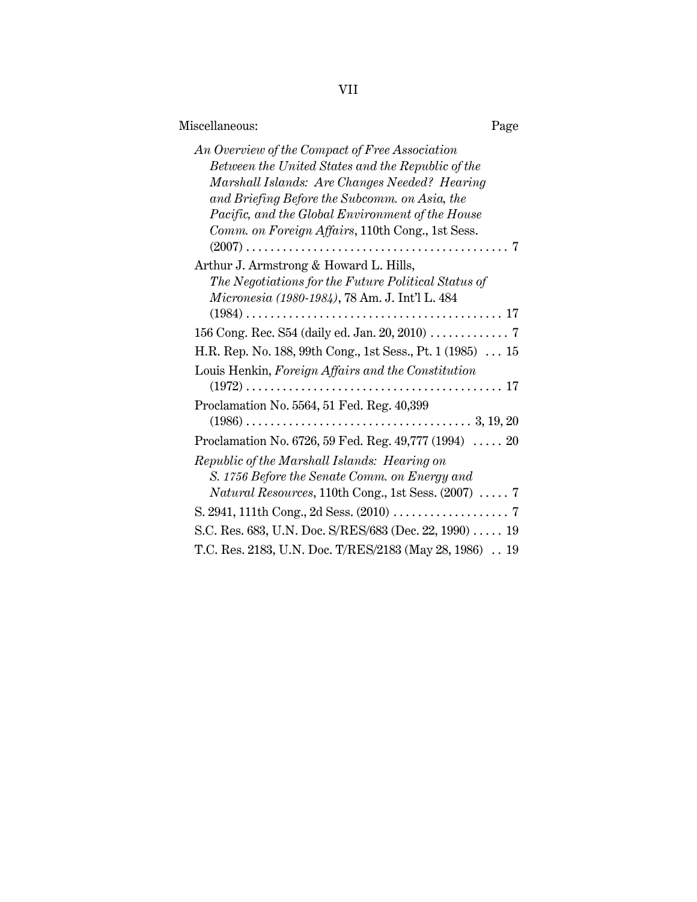Miscellaneous: Page

*An Overview of the Compact of Free Association Between the United States and the Republic of the Marshall Islands: Are Changes Needed? Hearing and Briefing Before the Subcomm. on Asia, the Pacific, and the Global Environment of the House Comm. on Foreign Affairs*, 110th Cong., 1st Sess. (2007) . . . . . . . . . . . . . . . . . . . . . . . . . . . . . . . . . . . . . . . . . 7

Arthur J. Armstrong & Howard L. Hills, *The Negotiations for the Future Political Status of Micronesia (1980-1984)*, 78 Am. J. Int'l L. 484 (1984) . . . . . . . . . . . . . . . . . . . . . . . . . . . . . . . . . . . . . . . . . 17

156 Cong. Rec. S54 (daily ed. Jan. 20, 2010) . . . . . . . . . . . . . 7

H.R. Rep. No. 188, 99th Cong., 1st Sess., Pt. 1 (1985) . . . 15

Louis Henkin, *Foreign Affairs and the Constitution* (1972) . . . . . . . . . . . . . . . . . . . . . . . . . . . . . . . . . . . . . . . . . 17

Proclamation No. 5564, 51 Fed. Reg. 40,399 (1986) . . . . . . . . . . . . . . . . . . . . . . . . . . . . . . . . . . . . 3, 19, 20

Proclamation No. 6726, 59 Fed. Reg. 49,777 (1994) . . . . . 20

*Republic of the Marshall Islands: Hearing on S. 1756 Before the Senate Comm. on Energy and Natural Resources*, 110th Cong., 1st Sess. (2007) . . . . . 7

S. 2941, 111th Cong., 2d Sess. (2010) . . . . . . . . . . . . . . . . . . 7

S.C. Res. 683, U.N. Doc. S/RES/683 (Dec. 22, 1990) . . . . . 19

T.C. Res. 2183, U.N. Doc. T/RES/2183 (May 28, 1986) . . 19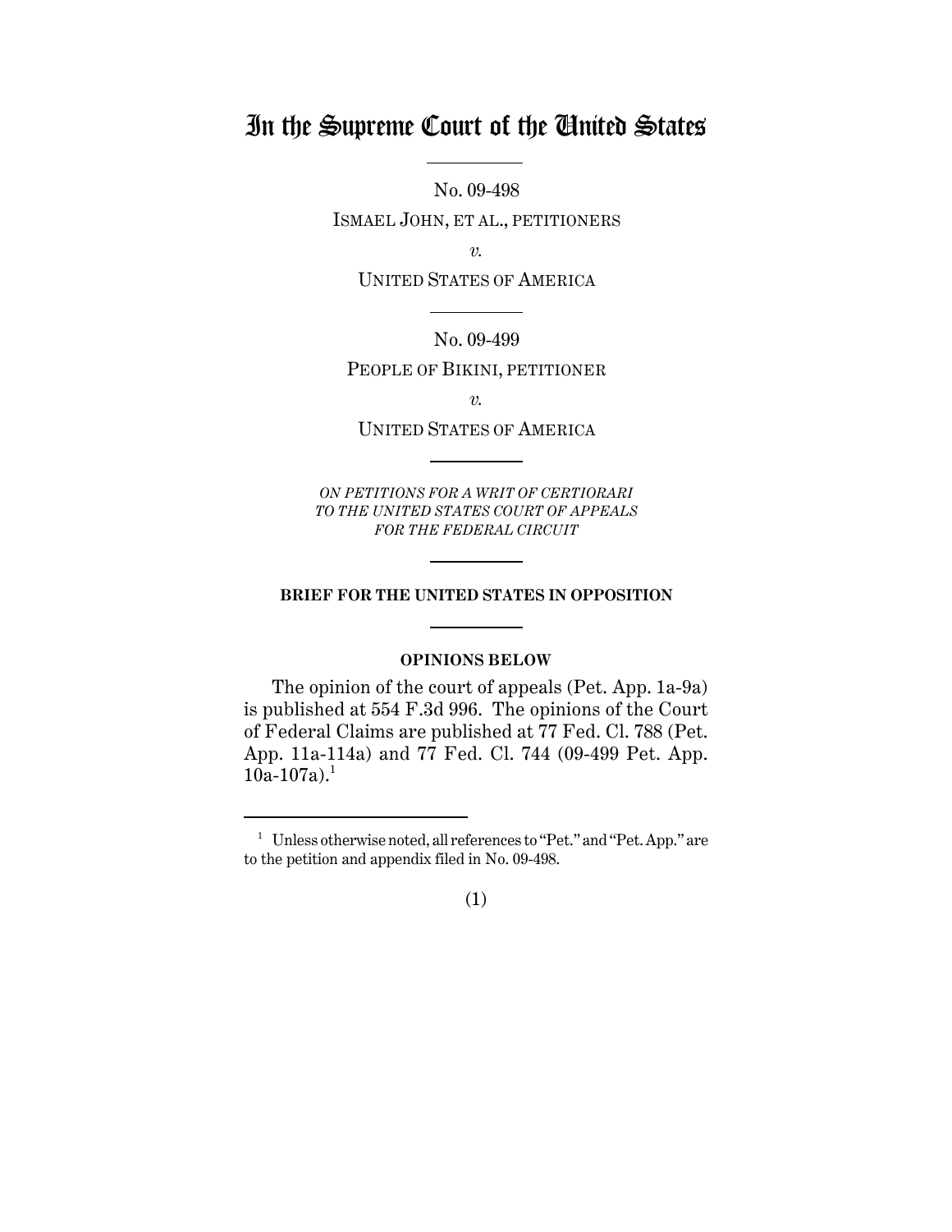# In the Supreme Court of the United States

No. 09-498

ISMAEL JOHN, ET AL., PETITIONERS

*v.*

UNITED STATES OF AMERICA

No. 09-499

PEOPLE OF BIKINI, PETITIONER

*v.*

UNITED STATES OF AMERICA

*ON PETITIONS FOR A WRIT OF CERTIORARI TO THE UNITED STATES COURT OF APPEALS FOR THE FEDERAL CIRCUIT*

**BRIEF FOR THE UNITED STATES IN OPPOSITION**

**OPINIONS BELOW**

The opinion of the court of appeals (Pet. App. 1a-9a) is published at 554 F.3d 996. The opinions of the Court of Federal Claims are published at 77 Fed. Cl. 788 (Pet. App. 11a-114a) and 77 Fed. Cl. 744 (09-499 Pet. App. 10a-107a).[1]

[1] Unless otherwise noted, all references to "Pet." and "Pet. App." are to the petition and appendix filed in No. 09-498.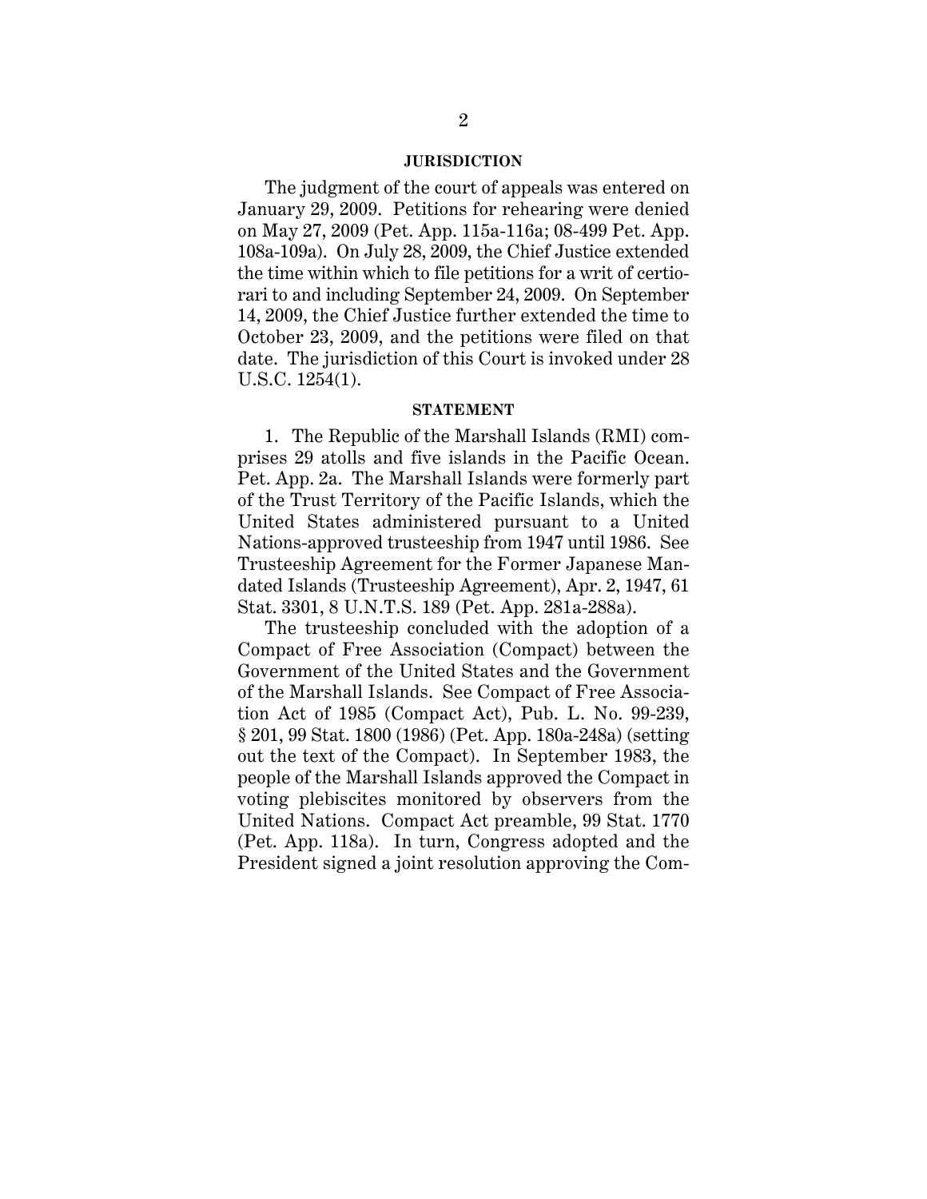## JURISDICTION

The judgment of the court of appeals was entered on January 29, 2009. Petitions for rehearing were denied on May 27, 2009 (Pet. App. 115a-116a; 08-499 Pet. App. 108a-109a). On July 28, 2009, the Chief Justice extended the time within which to file petitions for a writ of certiorari to and including September 24, 2009. On September 14, 2009, the Chief Justice further extended the time to October 23, 2009, and the petitions were filed on that date. The jurisdiction of this Court is invoked under 28 U.S.C. 1254(1).

## STATEMENT

1. The Republic of the Marshall Islands (RMI) comprises 29 atolls and five islands in the Pacific Ocean. Pet. App. 2a. The Marshall Islands were formerly part of the Trust Territory of the Pacific Islands, which the United States administered pursuant to a United Nations-approved trusteeship from 1947 until 1986. See Trusteeship Agreement for the Former Japanese Mandated Islands (Trusteeship Agreement), Apr. 2, 1947, 61 Stat. 3301, 8 U.N.T.S. 189 (Pet. App. 281a-288a).

The trusteeship concluded with the adoption of a Compact of Free Association (Compact) between the Government of the United States and the Government of the Marshall Islands. See Compact of Free Association Act of 1985 (Compact Act), Pub. L. No. 99-239, § 201, 99 Stat. 1800 (1986) (Pet. App. 180a-248a) (setting out the text of the Compact). In September 1983, the people of the Marshall Islands approved the Compact in voting plebiscites monitored by observers from the United Nations. Compact Act preamble, 99 Stat. 1770 (Pet. App. 118a). In turn, Congress adopted and the President signed a joint resolution approving the Com-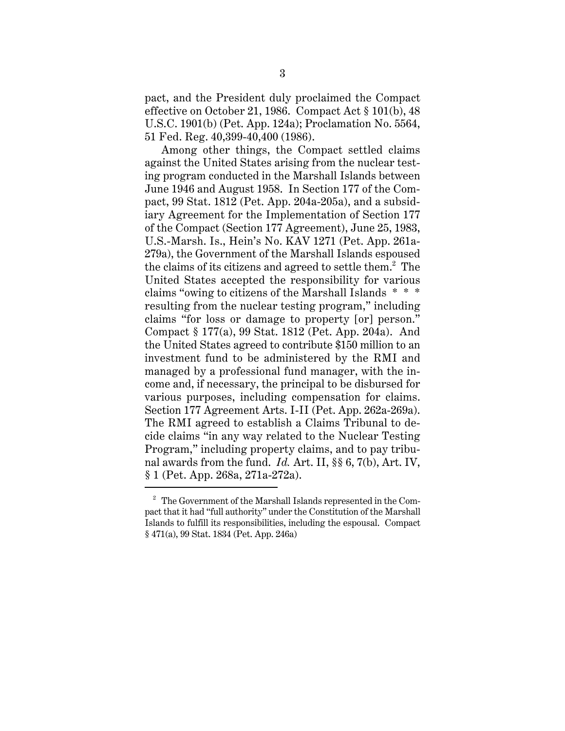pact, and the President duly proclaimed the Compact effective on October 21, 1986. Compact Act § 101(b), 48 U.S.C. 1901(b) (Pet. App. 124a); Proclamation No. 5564, 51 Fed. Reg. 40,399-40,400 (1986).

Among other things, the Compact settled claims against the United States arising from the nuclear testing program conducted in the Marshall Islands between June 1946 and August 1958. In Section 177 of the Compact, 99 Stat. 1812 (Pet. App. 204a-205a), and a subsidiary Agreement for the Implementation of Section 177 of the Compact (Section 177 Agreement), June 25, 1983, U.S.-Marsh. Is., Hein's No. KAV 1271 (Pet. App. 261a-279a), the Government of the Marshall Islands espoused the claims of its citizens and agreed to settle them.[2] The United States accepted the responsibility for various claims "owing to citizens of the Marshall Islands * * * resulting from the nuclear testing program," including claims "for loss or damage to property [or] person." Compact § 177(a), 99 Stat. 1812 (Pet. App. 204a). And the United States agreed to contribute $150 million to an investment fund to be administered by the RMI and managed by a professional fund manager, with the income and, if necessary, the principal to be disbursed for various purposes, including compensation for claims. Section 177 Agreement Arts. I-II (Pet. App. 262a-269a). The RMI agreed to establish a Claims Tribunal to decide claims "in any way related to the Nuclear Testing Program," including property claims, and to pay tribunal awards from the fund. *Id.* Art. II, §§ 6, 7(b), Art. IV, § 1 (Pet. App. 268a, 271a-272a).

---

[2] The Government of the Marshall Islands represented in the Compact that it had "full authority" under the Constitution of the Marshall Islands to fulfill its responsibilities, including the espousal. Compact § 471(a), 99 Stat. 1834 (Pet. App. 246a)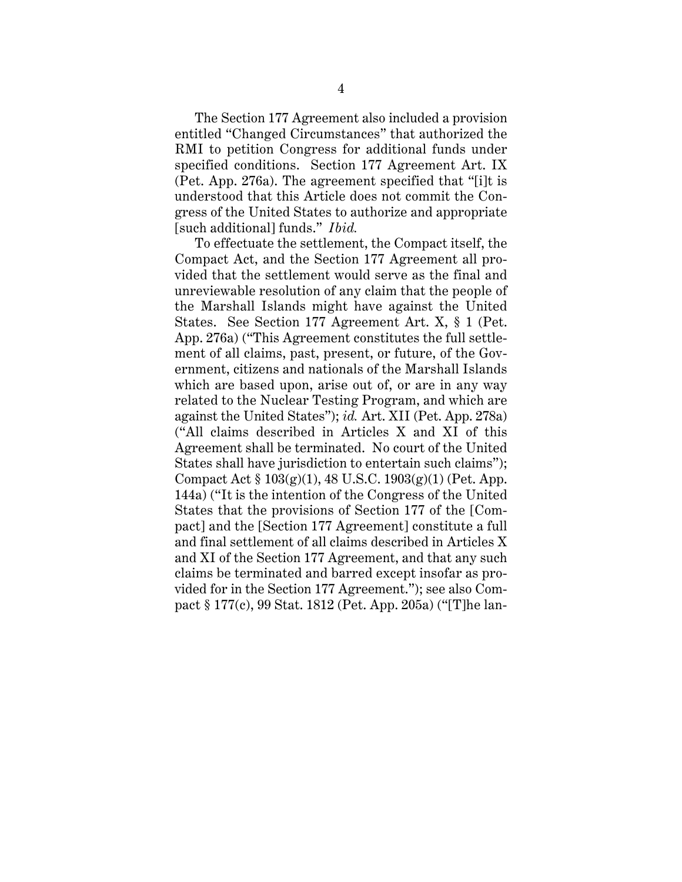The Section 177 Agreement also included a provision entitled "Changed Circumstances" that authorized the RMI to petition Congress for additional funds under specified conditions. Section 177 Agreement Art. IX (Pet. App. 276a). The agreement specified that "[i]t is understood that this Article does not commit the Congress of the United States to authorize and appropriate [such additional] funds." *Ibid.*

To effectuate the settlement, the Compact itself, the Compact Act, and the Section 177 Agreement all provided that the settlement would serve as the final and unreviewable resolution of any claim that the people of the Marshall Islands might have against the United States. See Section 177 Agreement Art. X, § 1 (Pet. App. 276a) ("This Agreement constitutes the full settlement of all claims, past, present, or future, of the Government, citizens and nationals of the Marshall Islands which are based upon, arise out of, or are in any way related to the Nuclear Testing Program, and which are against the United States"); *id.* Art. XII (Pet. App. 278a) ("All claims described in Articles X and XI of this Agreement shall be terminated. No court of the United States shall have jurisdiction to entertain such claims"); Compact Act § 103(g)(1), 48 U.S.C. 1903(g)(1) (Pet. App. 144a) ("It is the intention of the Congress of the United States that the provisions of Section 177 of the [Compact] and the [Section 177 Agreement] constitute a full and final settlement of all claims described in Articles X and XI of the Section 177 Agreement, and that any such claims be terminated and barred except insofar as provided for in the Section 177 Agreement."); see also Compact § 177(c), 99 Stat. 1812 (Pet. App. 205a) ("[T]he lan-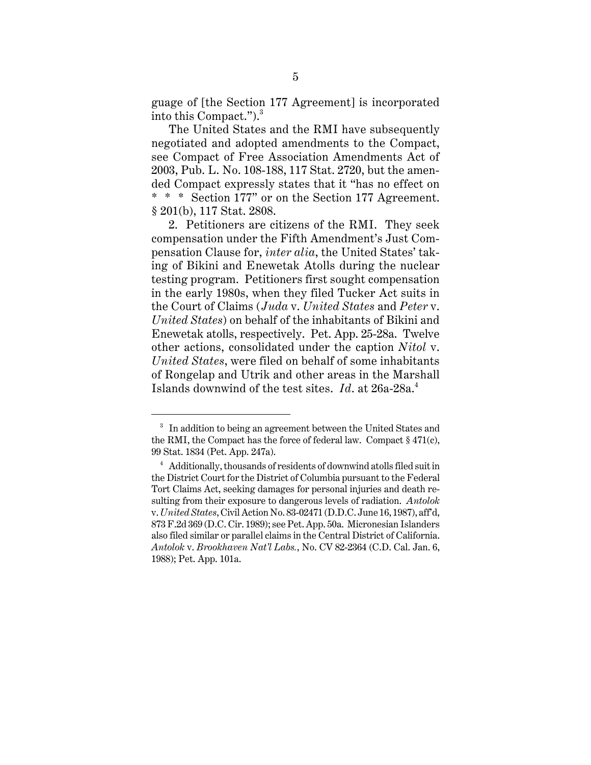guage of [the Section 177 Agreement] is incorporated into this Compact.").[3]

The United States and the RMI have subsequently negotiated and adopted amendments to the Compact, see Compact of Free Association Amendments Act of 2003, Pub. L. No. 108-188, 117 Stat. 2720, but the amended Compact expressly states that it "has no effect on * * * Section 177" or on the Section 177 Agreement. § 201(b), 117 Stat. 2808.

2. Petitioners are citizens of the RMI. They seek compensation under the Fifth Amendment's Just Compensation Clause for, *inter alia*, the United States' taking of Bikini and Enewetak Atolls during the nuclear testing program. Petitioners first sought compensation in the early 1980s, when they filed Tucker Act suits in the Court of Claims (*Juda* v. *United States* and *Peter* v. *United States*) on behalf of the inhabitants of Bikini and Enewetak atolls, respectively. Pet. App. 25-28a. Twelve other actions, consolidated under the caption *Nitol* v. *United States*, were filed on behalf of some inhabitants of Rongelap and Utrik and other areas in the Marshall Islands downwind of the test sites. *Id*. at 26a-28a.[4]

---

[3] In addition to being an agreement between the United States and the RMI, the Compact has the force of federal law. Compact § 471(c), 99 Stat. 1834 (Pet. App. 247a).

[4] Additionally, thousands of residents of downwind atolls filed suit in the District Court for the District of Columbia pursuant to the Federal Tort Claims Act, seeking damages for personal injuries and death resulting from their exposure to dangerous levels of radiation. *Antolok* v. *United States*, Civil Action No. 83-02471 (D.D.C. June 16, 1987), aff'd, 873 F.2d 369 (D.C. Cir. 1989); see Pet. App. 50a. Micronesian Islanders also filed similar or parallel claims in the Central District of California. *Antolok* v. *Brookhaven Nat'l Labs.*, No. CV 82-2364 (C.D. Cal. Jan. 6, 1988); Pet. App. 101a.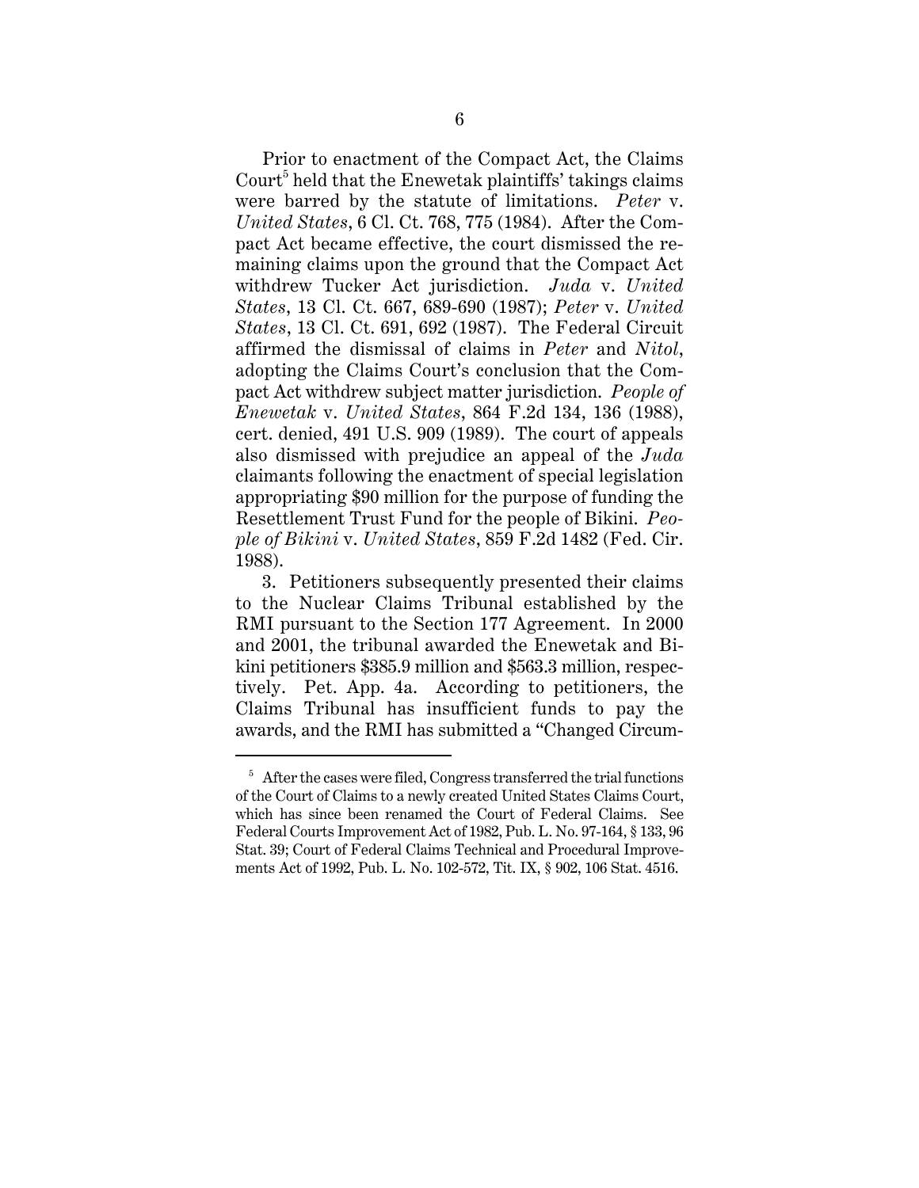Prior to enactment of the Compact Act, the Claims Court[5] held that the Enewetak plaintiffs' takings claims were barred by the statute of limitations. *Peter* v. *United States*, 6 Cl. Ct. 768, 775 (1984). After the Compact Act became effective, the court dismissed the remaining claims upon the ground that the Compact Act withdrew Tucker Act jurisdiction. *Juda* v. *United States*, 13 Cl. Ct. 667, 689-690 (1987); *Peter* v. *United States*, 13 Cl. Ct. 691, 692 (1987). The Federal Circuit affirmed the dismissal of claims in *Peter* and *Nitol*, adopting the Claims Court's conclusion that the Compact Act withdrew subject matter jurisdiction. *People of Enewetak* v. *United States*, 864 F.2d 134, 136 (1988), cert. denied, 491 U.S. 909 (1989). The court of appeals also dismissed with prejudice an appeal of the *Juda* claimants following the enactment of special legislation appropriating $90 million for the purpose of funding the Resettlement Trust Fund for the people of Bikini. *People of Bikini* v. *United States*, 859 F.2d 1482 (Fed. Cir. 1988).

3. Petitioners subsequently presented their claims to the Nuclear Claims Tribunal established by the RMI pursuant to the Section 177 Agreement. In 2000 and 2001, the tribunal awarded the Enewetak and Bikini petitioners $385.9 million and $563.3 million, respectively. Pet. App. 4a. According to petitioners, the Claims Tribunal has insufficient funds to pay the awards, and the RMI has submitted a "Changed Circum-

---

[5] After the cases were filed, Congress transferred the trial functions of the Court of Claims to a newly created United States Claims Court, which has since been renamed the Court of Federal Claims. See Federal Courts Improvement Act of 1982, Pub. L. No. 97-164, § 133, 96 Stat. 39; Court of Federal Claims Technical and Procedural Improvements Act of 1992, Pub. L. No. 102-572, Tit. IX, § 902, 106 Stat. 4516.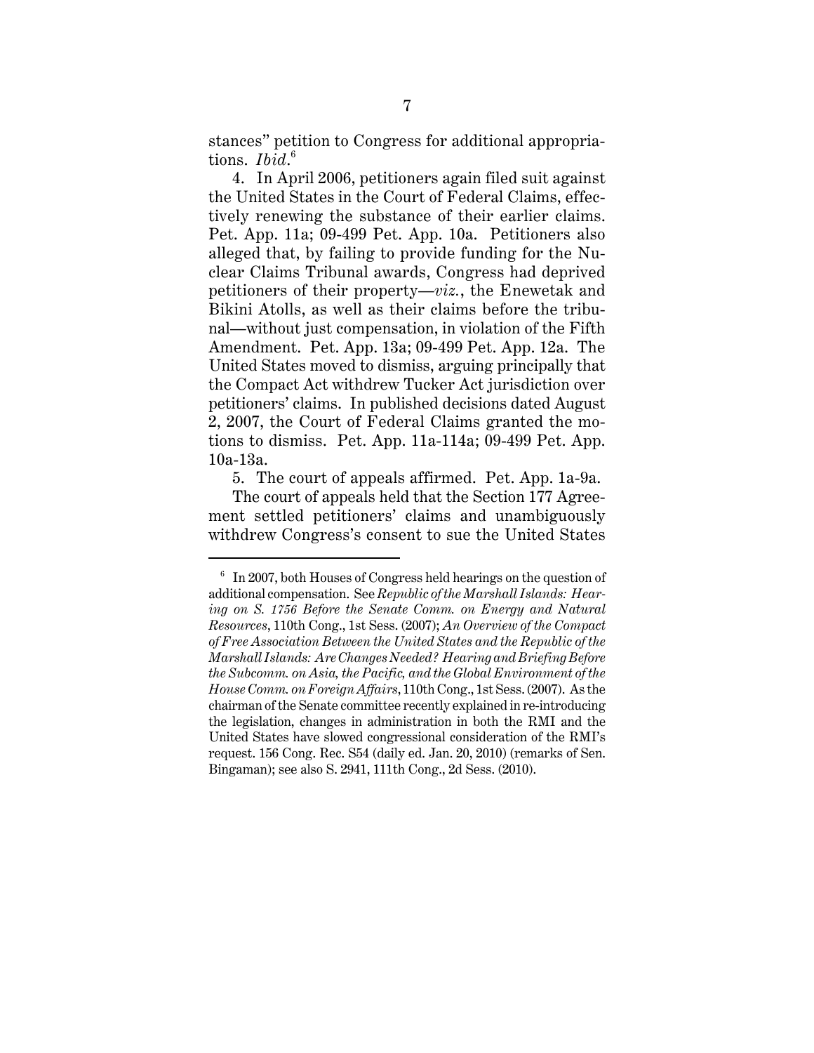stances" petition to Congress for additional appropriations. *Ibid*.[6]

4. In April 2006, petitioners again filed suit against the United States in the Court of Federal Claims, effectively renewing the substance of their earlier claims. Pet. App. 11a; 09-499 Pet. App. 10a. Petitioners also alleged that, by failing to provide funding for the Nuclear Claims Tribunal awards, Congress had deprived petitioners of their property—*viz.*, the Enewetak and Bikini Atolls, as well as their claims before the tribunal—without just compensation, in violation of the Fifth Amendment. Pet. App. 13a; 09-499 Pet. App. 12a. The United States moved to dismiss, arguing principally that the Compact Act withdrew Tucker Act jurisdiction over petitioners' claims. In published decisions dated August 2, 2007, the Court of Federal Claims granted the motions to dismiss. Pet. App. 11a-114a; 09-499 Pet. App. 10a-13a.

5. The court of appeals affirmed. Pet. App. 1a-9a.

The court of appeals held that the Section 177 Agreement settled petitioners' claims and unambiguously withdrew Congress's consent to sue the United States

---

[6] In 2007, both Houses of Congress held hearings on the question of additional compensation. See *Republic of the Marshall Islands: Hearing on S. 1756 Before the Senate Comm. on Energy and Natural Resources*, 110th Cong., 1st Sess. (2007); *An Overview of the Compact of Free Association Between the United States and the Republic of the Marshall Islands: Are Changes Needed? Hearing and Briefing Before the Subcomm. on Asia, the Pacific, and the Global Environment of the House Comm. on Foreign Affairs*, 110th Cong., 1st Sess. (2007). As the chairman of the Senate committee recently explained in re-introducing the legislation, changes in administration in both the RMI and the United States have slowed congressional consideration of the RMI's request. 156 Cong. Rec. S54 (daily ed. Jan. 20, 2010) (remarks of Sen. Bingaman); see also S. 2941, 111th Cong., 2d Sess. (2010).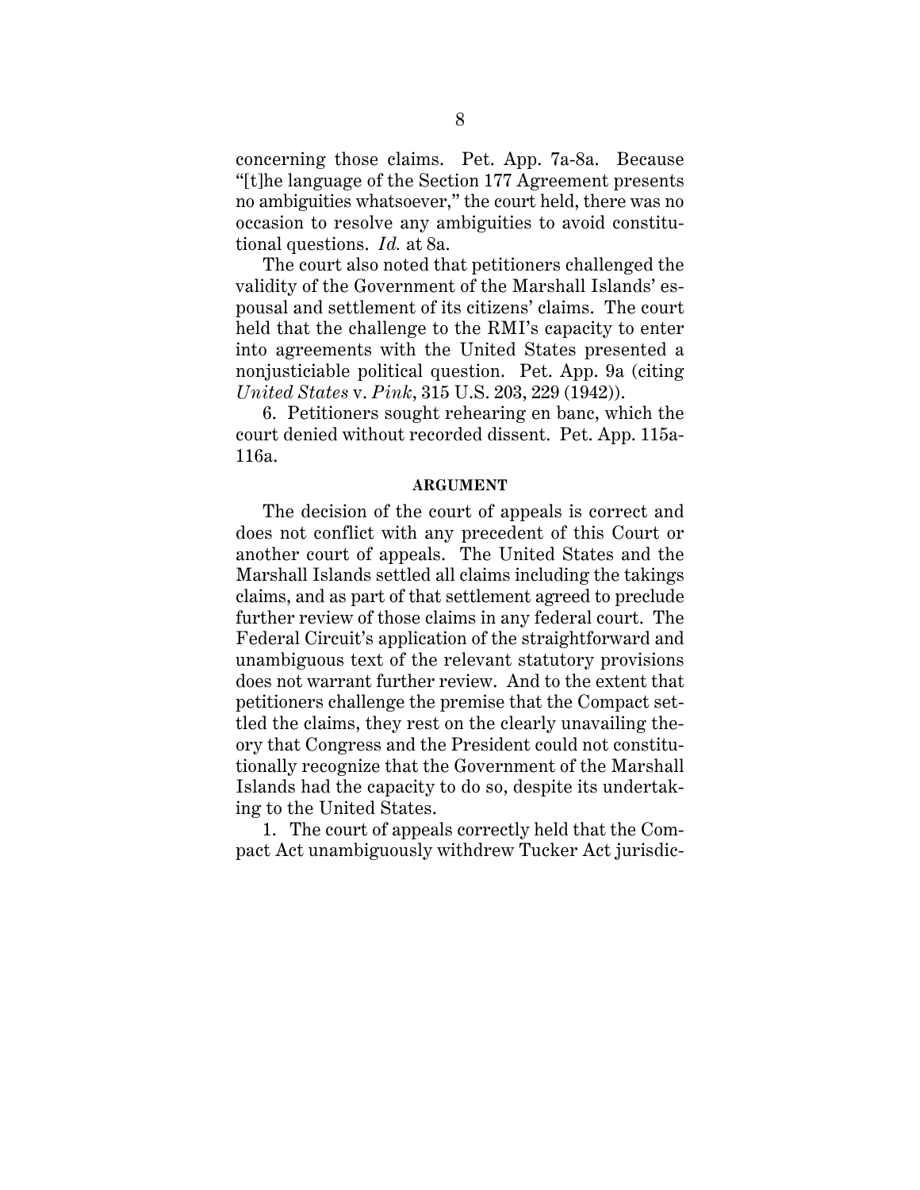concerning those claims. Pet. App. 7a-8a. Because "[t]he language of the Section 177 Agreement presents no ambiguities whatsoever," the court held, there was no occasion to resolve any ambiguities to avoid constitutional questions. *Id.* at 8a.

The court also noted that petitioners challenged the validity of the Government of the Marshall Islands' espousal and settlement of its citizens' claims. The court held that the challenge to the RMI's capacity to enter into agreements with the United States presented a nonjusticiable political question. Pet. App. 9a (citing *United States* v. *Pink*, 315 U.S. 203, 229 (1942)).

6. Petitioners sought rehearing en banc, which the court denied without recorded dissent. Pet. App. 115a-116a.

## ARGUMENT

The decision of the court of appeals is correct and does not conflict with any precedent of this Court or another court of appeals. The United States and the Marshall Islands settled all claims including the takings claims, and as part of that settlement agreed to preclude further review of those claims in any federal court. The Federal Circuit's application of the straightforward and unambiguous text of the relevant statutory provisions does not warrant further review. And to the extent that petitioners challenge the premise that the Compact settled the claims, they rest on the clearly unavailing theory that Congress and the President could not constitutionally recognize that the Government of the Marshall Islands had the capacity to do so, despite its undertaking to the United States.

1. The court of appeals correctly held that the Compact Act unambiguously withdrew Tucker Act jurisdic-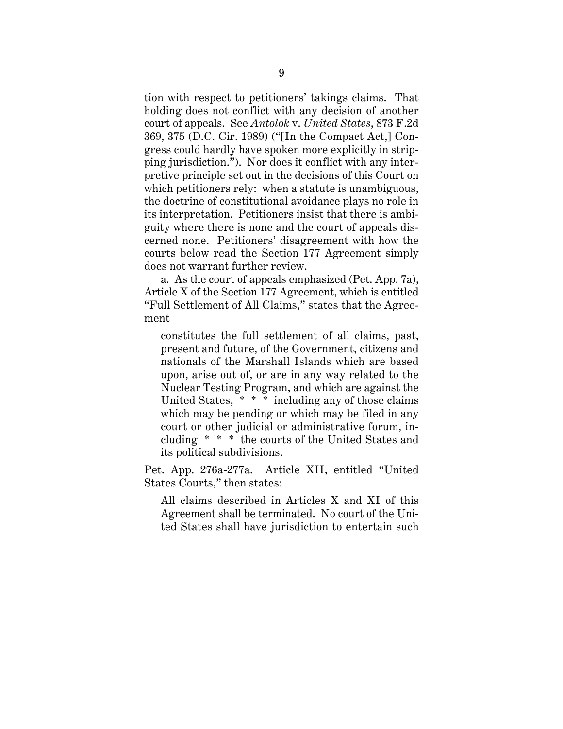tion with respect to petitioners' takings claims. That holding does not conflict with any decision of another court of appeals. See *Antolok* v. *United States*, 873 F.2d 369, 375 (D.C. Cir. 1989) ("[In the Compact Act,] Congress could hardly have spoken more explicitly in stripping jurisdiction."). Nor does it conflict with any interpretive principle set out in the decisions of this Court on which petitioners rely: when a statute is unambiguous, the doctrine of constitutional avoidance plays no role in its interpretation. Petitioners insist that there is ambiguity where there is none and the court of appeals discerned none. Petitioners' disagreement with how the courts below read the Section 177 Agreement simply does not warrant further review.

a. As the court of appeals emphasized (Pet. App. 7a), Article X of the Section 177 Agreement, which is entitled "Full Settlement of All Claims," states that the Agreement

> constitutes the full settlement of all claims, past, present and future, of the Government, citizens and nationals of the Marshall Islands which are based upon, arise out of, or are in any way related to the Nuclear Testing Program, and which are against the United States, * * * including any of those claims which may be pending or which may be filed in any court or other judicial or administrative forum, including * * * the courts of the United States and its political subdivisions.

Pet. App. 276a-277a. Article XII, entitled "United States Courts," then states:

> All claims described in Articles X and XI of this Agreement shall be terminated. No court of the United States shall have jurisdiction to entertain such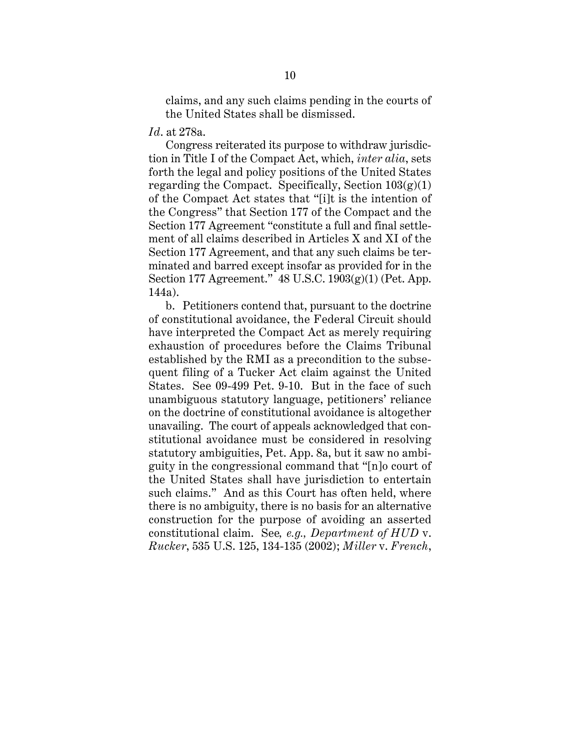claims, and any such claims pending in the courts of the United States shall be dismissed.

*Id*. at 278a.

Congress reiterated its purpose to withdraw jurisdiction in Title I of the Compact Act, which, *inter alia*, sets forth the legal and policy positions of the United States regarding the Compact. Specifically, Section 103(g)(1) of the Compact Act states that "[i]t is the intention of the Congress" that Section 177 of the Compact and the Section 177 Agreement "constitute a full and final settlement of all claims described in Articles X and XI of the Section 177 Agreement, and that any such claims be terminated and barred except insofar as provided for in the Section 177 Agreement." 48 U.S.C. 1903(g)(1) (Pet. App. 144a).

b. Petitioners contend that, pursuant to the doctrine of constitutional avoidance, the Federal Circuit should have interpreted the Compact Act as merely requiring exhaustion of procedures before the Claims Tribunal established by the RMI as a precondition to the subsequent filing of a Tucker Act claim against the United States. See 09-499 Pet. 9-10. But in the face of such unambiguous statutory language, petitioners' reliance on the doctrine of constitutional avoidance is altogether unavailing. The court of appeals acknowledged that constitutional avoidance must be considered in resolving statutory ambiguities, Pet. App. 8a, but it saw no ambiguity in the congressional command that "[n]o court of the United States shall have jurisdiction to entertain such claims." And as this Court has often held, where there is no ambiguity, there is no basis for an alternative construction for the purpose of avoiding an asserted constitutional claim. See*, e.g., Department of HUD* v. *Rucker*, 535 U.S. 125, 134-135 (2002); *Miller* v. *French*,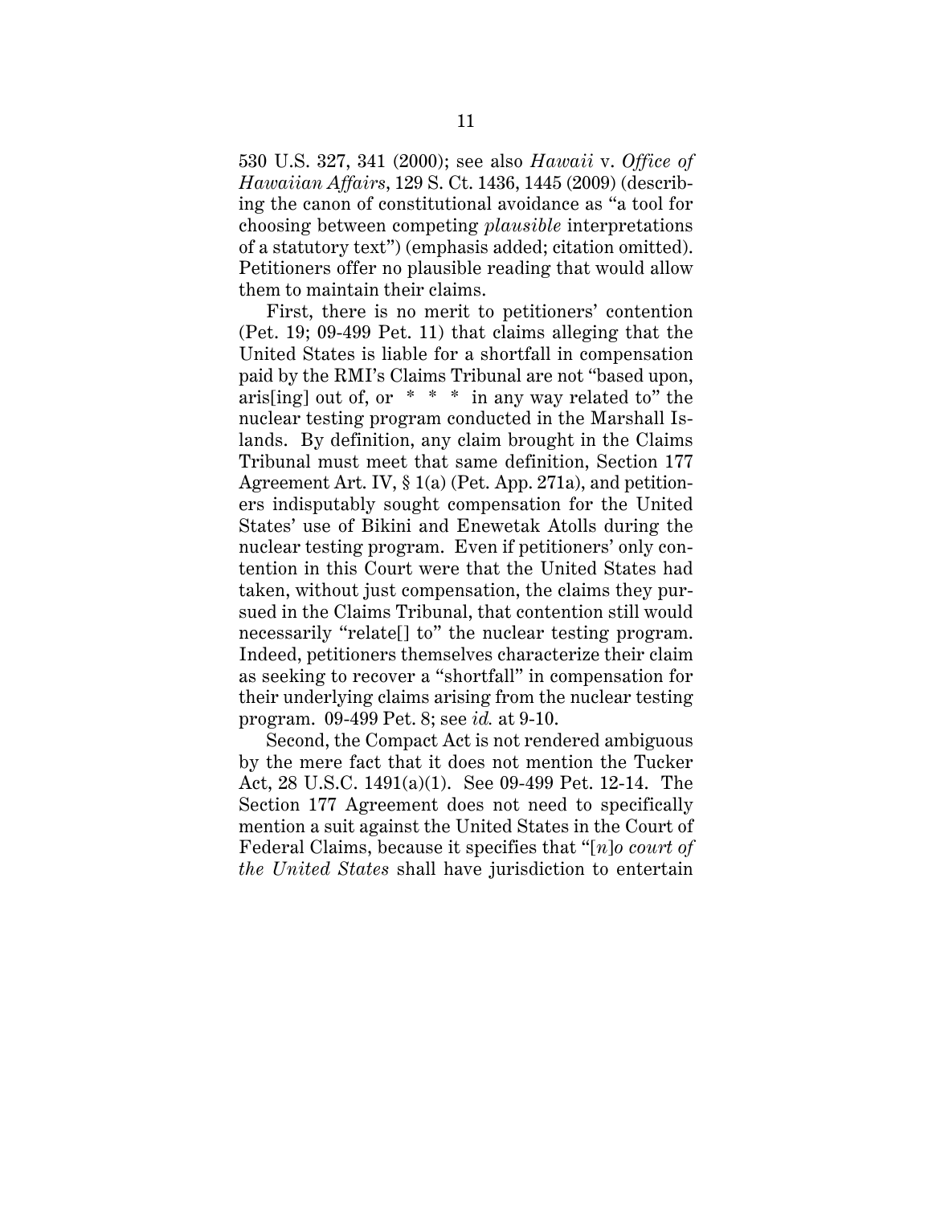530 U.S. 327, 341 (2000); see also *Hawaii* v. *Office of Hawaiian Affairs*, 129 S. Ct. 1436, 1445 (2009) (describing the canon of constitutional avoidance as "a tool for choosing between competing *plausible* interpretations of a statutory text") (emphasis added; citation omitted). Petitioners offer no plausible reading that would allow them to maintain their claims.

First, there is no merit to petitioners' contention (Pet. 19; 09-499 Pet. 11) that claims alleging that the United States is liable for a shortfall in compensation paid by the RMI's Claims Tribunal are not "based upon, aris[ing] out of, or * * * in any way related to" the nuclear testing program conducted in the Marshall Islands. By definition, any claim brought in the Claims Tribunal must meet that same definition, Section 177 Agreement Art. IV, § 1(a) (Pet. App. 271a), and petitioners indisputably sought compensation for the United States' use of Bikini and Enewetak Atolls during the nuclear testing program. Even if petitioners' only contention in this Court were that the United States had taken, without just compensation, the claims they pursued in the Claims Tribunal, that contention still would necessarily "relate[] to" the nuclear testing program. Indeed, petitioners themselves characterize their claim as seeking to recover a "shortfall" in compensation for their underlying claims arising from the nuclear testing program. 09-499 Pet. 8; see *id.* at 9-10.

Second, the Compact Act is not rendered ambiguous by the mere fact that it does not mention the Tucker Act, 28 U.S.C. 1491(a)(1). See 09-499 Pet. 12-14. The Section 177 Agreement does not need to specifically mention a suit against the United States in the Court of Federal Claims, because it specifies that "[*n*]*o court of the United States* shall have jurisdiction to entertain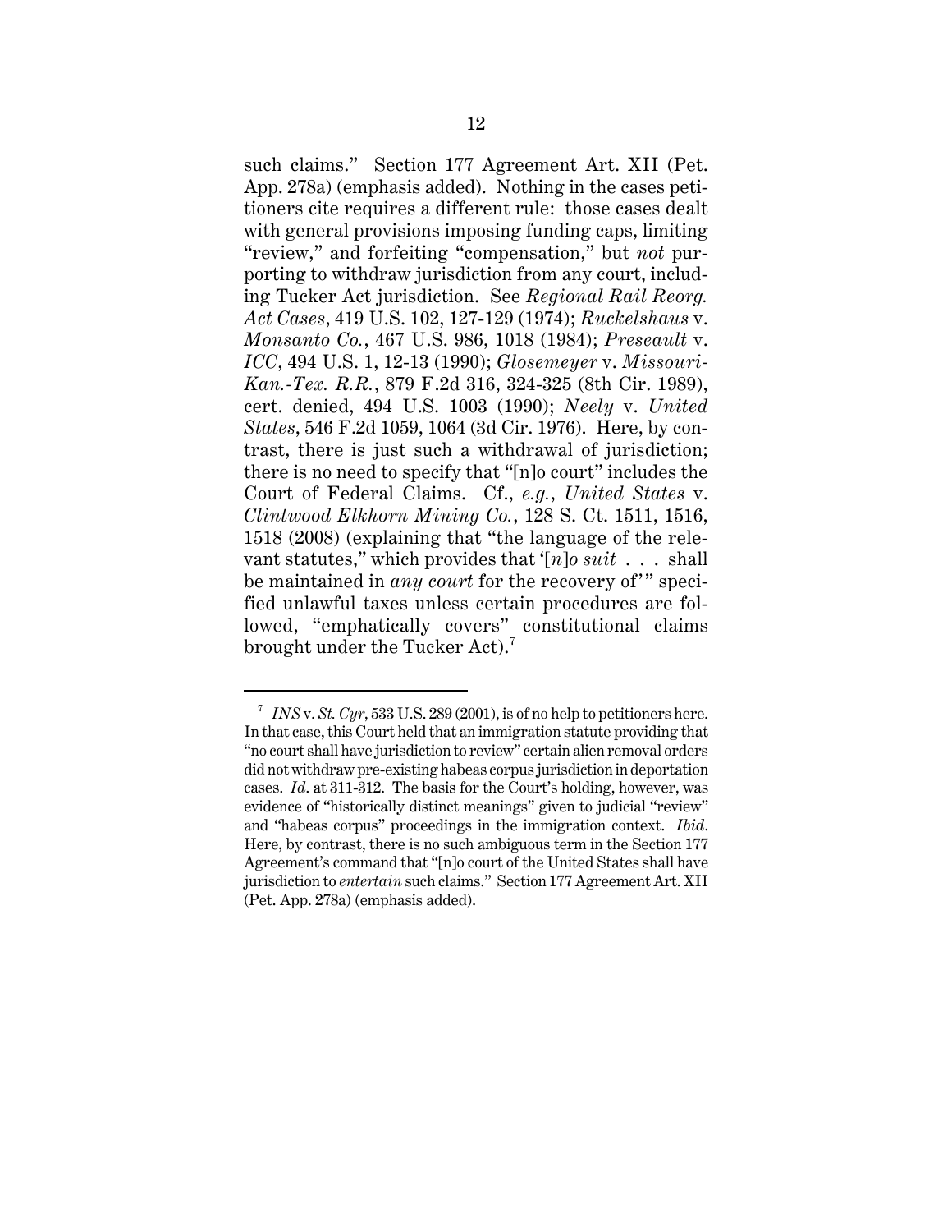such claims." Section 177 Agreement Art. XII (Pet. App. 278a) (emphasis added). Nothing in the cases petitioners cite requires a different rule: those cases dealt with general provisions imposing funding caps, limiting "review," and forfeiting "compensation," but *not* purporting to withdraw jurisdiction from any court, including Tucker Act jurisdiction. See *Regional Rail Reorg. Act Cases*, 419 U.S. 102, 127-129 (1974); *Ruckelshaus* v. *Monsanto Co.*, 467 U.S. 986, 1018 (1984); *Preseault* v. *ICC*, 494 U.S. 1, 12-13 (1990); *Glosemeyer* v. *Missouri-Kan.-Tex. R.R.*, 879 F.2d 316, 324-325 (8th Cir. 1989), cert. denied, 494 U.S. 1003 (1990); *Neely* v. *United States*, 546 F.2d 1059, 1064 (3d Cir. 1976). Here, by contrast, there is just such a withdrawal of jurisdiction; there is no need to specify that "[n]o court" includes the Court of Federal Claims. Cf., *e.g.*, *United States* v. *Clintwood Elkhorn Mining Co.*, 128 S. Ct. 1511, 1516, 1518 (2008) (explaining that "the language of the relevant statutes," which provides that '[*n*]*o suit* . . . shall be maintained in *any court* for the recovery of'" specified unlawful taxes unless certain procedures are followed, "emphatically covers" constitutional claims brought under the Tucker Act).[7]

[7] *INS* v. *St. Cyr*, 533 U.S. 289 (2001), is of no help to petitioners here. In that case, this Court held that an immigration statute providing that "no court shall have jurisdiction to review" certain alien removal orders did not withdraw pre-existing habeas corpus jurisdiction in deportation cases. *Id*. at 311-312. The basis for the Court's holding, however, was evidence of "historically distinct meanings" given to judicial "review" and "habeas corpus" proceedings in the immigration context. *Ibid*. Here, by contrast, there is no such ambiguous term in the Section 177 Agreement's command that "[n]o court of the United States shall have jurisdiction to *entertain* such claims." Section 177 Agreement Art. XII (Pet. App. 278a) (emphasis added).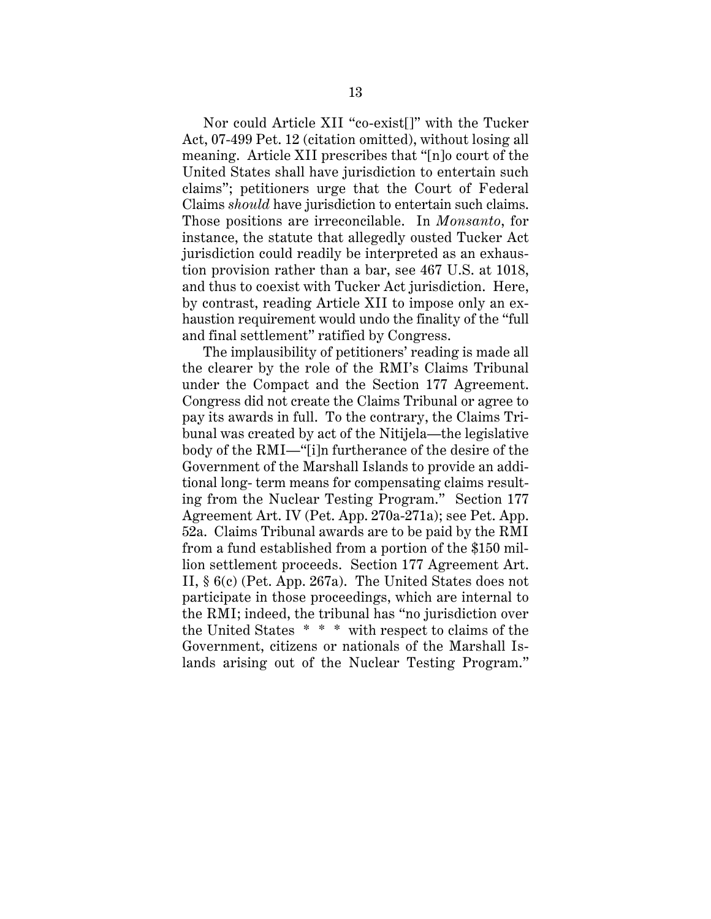Nor could Article XII "co-exist[]" with the Tucker Act, 07-499 Pet. 12 (citation omitted), without losing all meaning. Article XII prescribes that "[n]o court of the United States shall have jurisdiction to entertain such claims"; petitioners urge that the Court of Federal Claims *should* have jurisdiction to entertain such claims. Those positions are irreconcilable. In *Monsanto*, for instance, the statute that allegedly ousted Tucker Act jurisdiction could readily be interpreted as an exhaustion provision rather than a bar, see 467 U.S. at 1018, and thus to coexist with Tucker Act jurisdiction. Here, by contrast, reading Article XII to impose only an exhaustion requirement would undo the finality of the "full and final settlement" ratified by Congress.

The implausibility of petitioners' reading is made all the clearer by the role of the RMI's Claims Tribunal under the Compact and the Section 177 Agreement. Congress did not create the Claims Tribunal or agree to pay its awards in full. To the contrary, the Claims Tribunal was created by act of the Nitijela—the legislative body of the RMI—"[i]n furtherance of the desire of the Government of the Marshall Islands to provide an additional long- term means for compensating claims resulting from the Nuclear Testing Program." Section 177 Agreement Art. IV (Pet. App. 270a-271a); see Pet. App. 52a. Claims Tribunal awards are to be paid by the RMI from a fund established from a portion of the $150 million settlement proceeds. Section 177 Agreement Art. II, § 6(c) (Pet. App. 267a). The United States does not participate in those proceedings, which are internal to the RMI; indeed, the tribunal has "no jurisdiction over the United States * * * with respect to claims of the Government, citizens or nationals of the Marshall Islands arising out of the Nuclear Testing Program."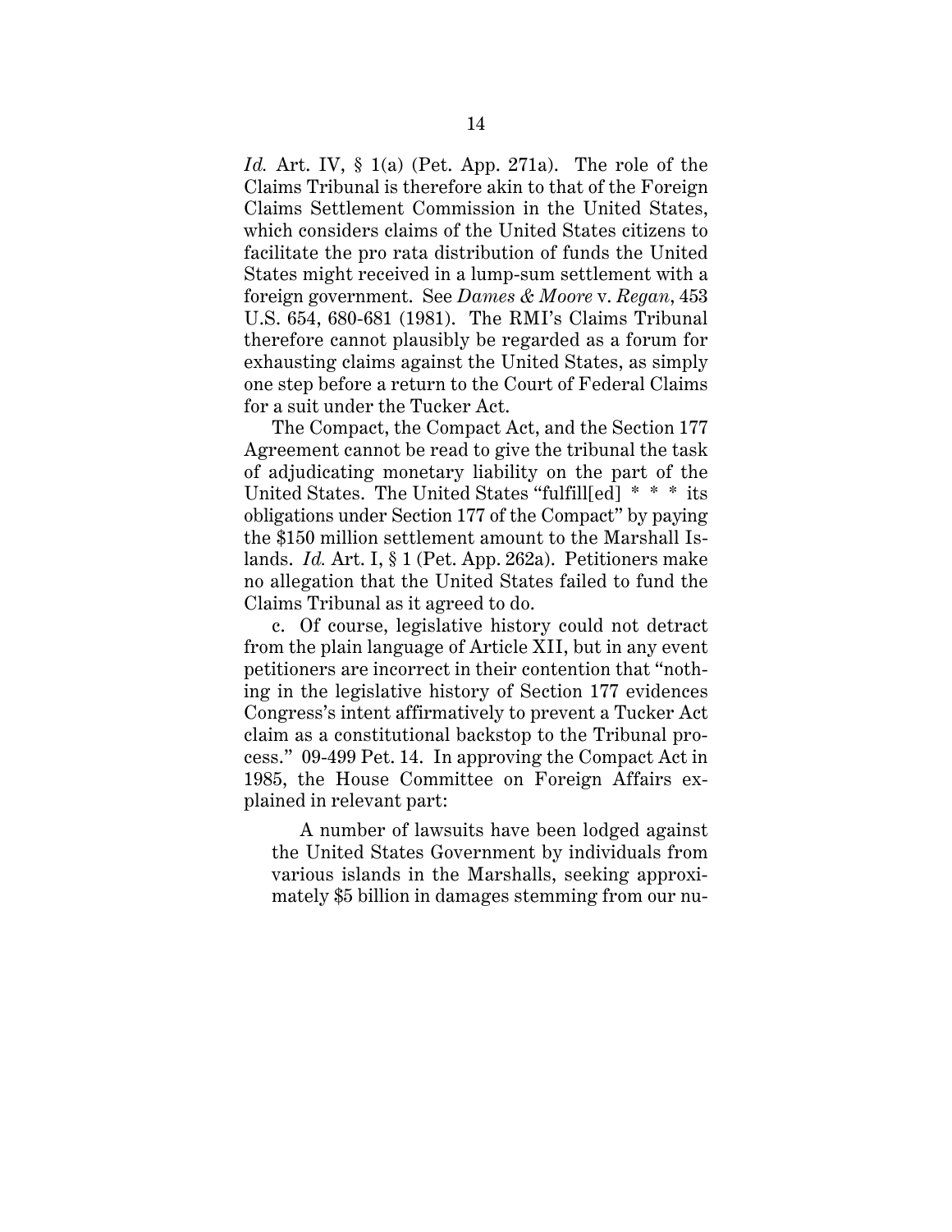*Id.* Art. IV, § 1(a) (Pet. App. 271a). The role of the Claims Tribunal is therefore akin to that of the Foreign Claims Settlement Commission in the United States, which considers claims of the United States citizens to facilitate the pro rata distribution of funds the United States might received in a lump-sum settlement with a foreign government. See *Dames & Moore* v. *Regan*, 453 U.S. 654, 680-681 (1981). The RMI's Claims Tribunal therefore cannot plausibly be regarded as a forum for exhausting claims against the United States, as simply one step before a return to the Court of Federal Claims for a suit under the Tucker Act.

The Compact, the Compact Act, and the Section 177 Agreement cannot be read to give the tribunal the task of adjudicating monetary liability on the part of the United States. The United States "fulfill[ed] * * * its obligations under Section 177 of the Compact" by paying the $150 million settlement amount to the Marshall Islands. *Id.* Art. I, § 1 (Pet. App. 262a). Petitioners make no allegation that the United States failed to fund the Claims Tribunal as it agreed to do.

c. Of course, legislative history could not detract from the plain language of Article XII, but in any event petitioners are incorrect in their contention that "nothing in the legislative history of Section 177 evidences Congress's intent affirmatively to prevent a Tucker Act claim as a constitutional backstop to the Tribunal process." 09-499 Pet. 14. In approving the Compact Act in 1985, the House Committee on Foreign Affairs explained in relevant part:

> A number of lawsuits have been lodged against the United States Government by individuals from various islands in the Marshalls, seeking approximately $5 billion in damages stemming from our nu-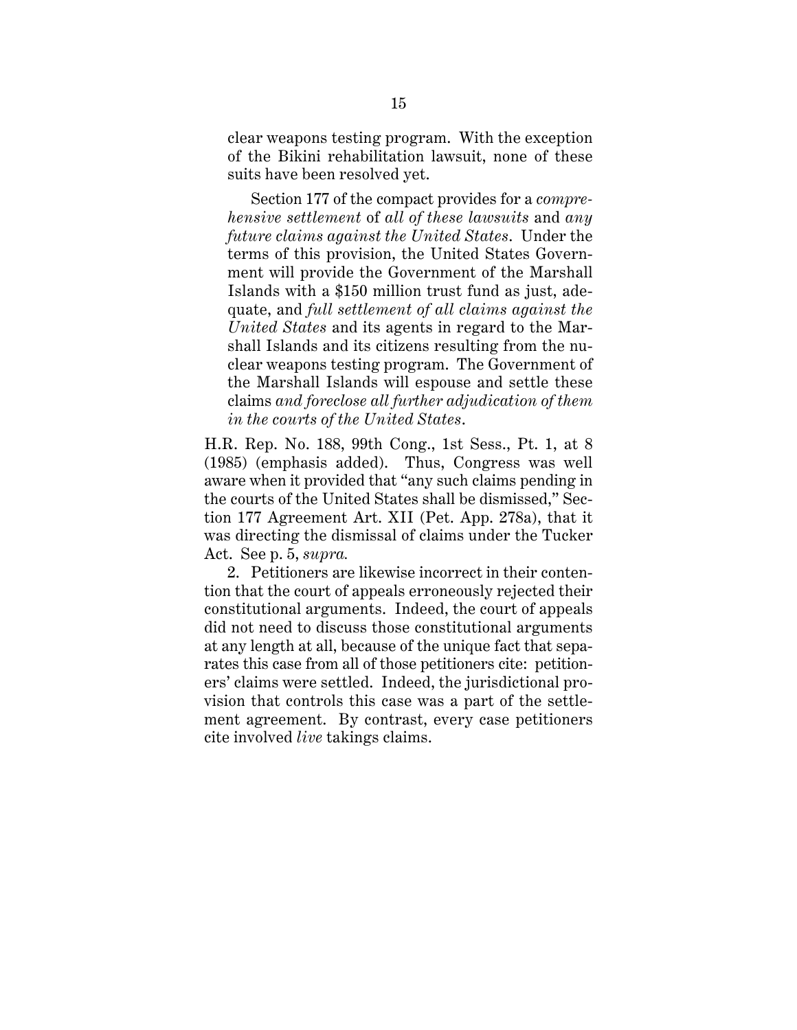clear weapons testing program. With the exception of the Bikini rehabilitation lawsuit, none of these suits have been resolved yet.

> Section 177 of the compact provides for a *comprehensive settlement* of *all of these lawsuits* and *any future claims against the United States*. Under the terms of this provision, the United States Government will provide the Government of the Marshall Islands with a $150 million trust fund as just, adequate, and *full settlement of all claims against the United States* and its agents in regard to the Marshall Islands and its citizens resulting from the nuclear weapons testing program. The Government of the Marshall Islands will espouse and settle these claims *and foreclose all further adjudication of them in the courts of the United States*.

H.R. Rep. No. 188, 99th Cong., 1st Sess., Pt. 1, at 8 (1985) (emphasis added). Thus, Congress was well aware when it provided that "any such claims pending in the courts of the United States shall be dismissed," Section 177 Agreement Art. XII (Pet. App. 278a), that it was directing the dismissal of claims under the Tucker Act. See p. 5, *supra.*

2. Petitioners are likewise incorrect in their contention that the court of appeals erroneously rejected their constitutional arguments. Indeed, the court of appeals did not need to discuss those constitutional arguments at any length at all, because of the unique fact that separates this case from all of those petitioners cite: petitioners' claims were settled. Indeed, the jurisdictional provision that controls this case was a part of the settlement agreement. By contrast, every case petitioners cite involved *live* takings claims.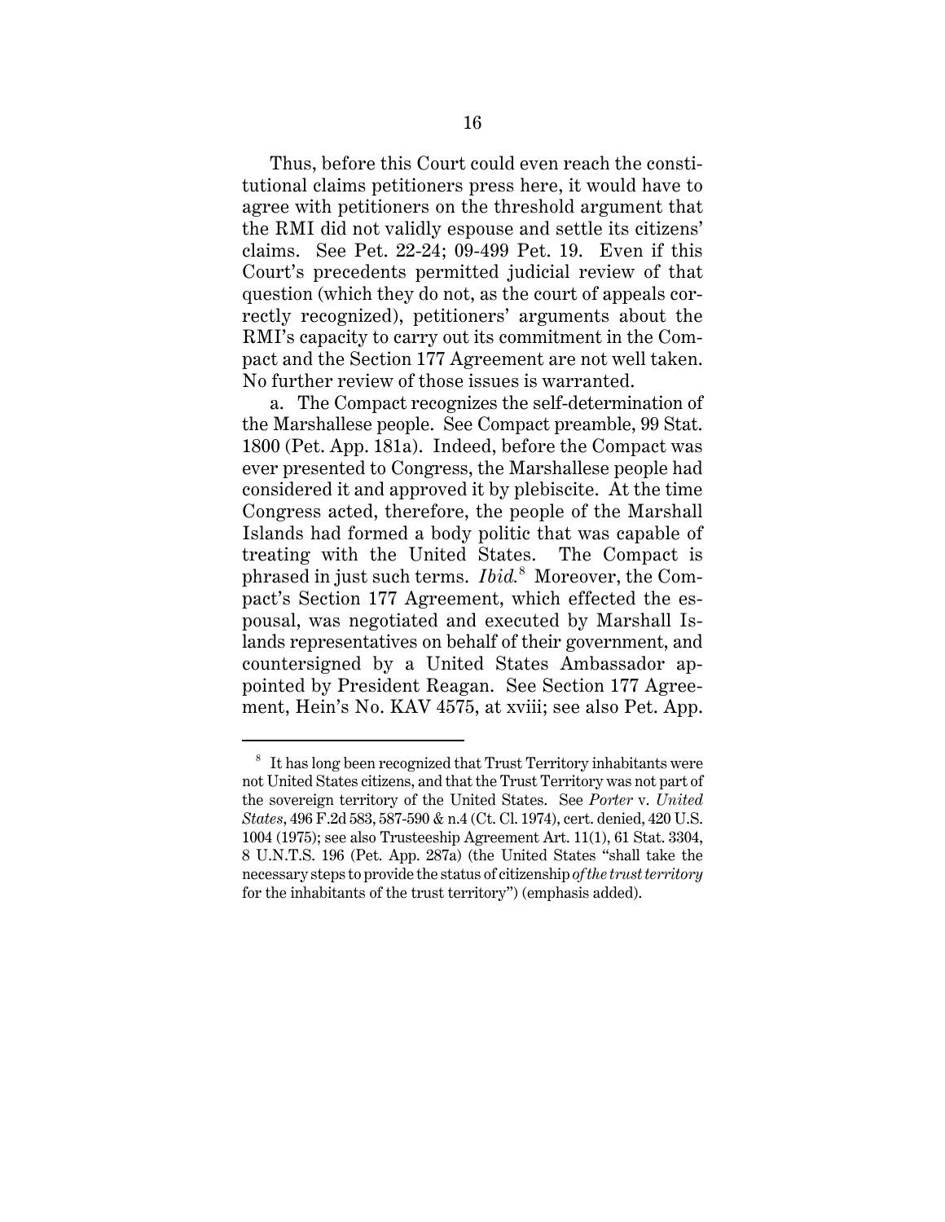Thus, before this Court could even reach the constitutional claims petitioners press here, it would have to agree with petitioners on the threshold argument that the RMI did not validly espouse and settle its citizens' claims. See Pet. 22-24; 09-499 Pet. 19. Even if this Court's precedents permitted judicial review of that question (which they do not, as the court of appeals correctly recognized), petitioners' arguments about the RMI's capacity to carry out its commitment in the Compact and the Section 177 Agreement are not well taken. No further review of those issues is warranted.

a. The Compact recognizes the self-determination of the Marshallese people. See Compact preamble, 99 Stat. 1800 (Pet. App. 181a). Indeed, before the Compact was ever presented to Congress, the Marshallese people had considered it and approved it by plebiscite. At the time Congress acted, therefore, the people of the Marshall Islands had formed a body politic that was capable of treating with the United States. The Compact is phrased in just such terms. *Ibid.*[8] Moreover, the Compact's Section 177 Agreement, which effected the espousal, was negotiated and executed by Marshall Islands representatives on behalf of their government, and countersigned by a United States Ambassador appointed by President Reagan. See Section 177 Agreement, Hein's No. KAV 4575, at xviii; see also Pet. App.

---

[8] It has long been recognized that Trust Territory inhabitants were not United States citizens, and that the Trust Territory was not part of the sovereign territory of the United States. See *Porter* v. *United States*, 496 F.2d 583, 587-590 & n.4 (Ct. Cl. 1974), cert. denied, 420 U.S. 1004 (1975); see also Trusteeship Agreement Art. 11(1), 61 Stat. 3304, 8 U.N.T.S. 196 (Pet. App. 287a) (the United States "shall take the necessary steps to provide the status of citizenship *of the trust territory* for the inhabitants of the trust territory") (emphasis added).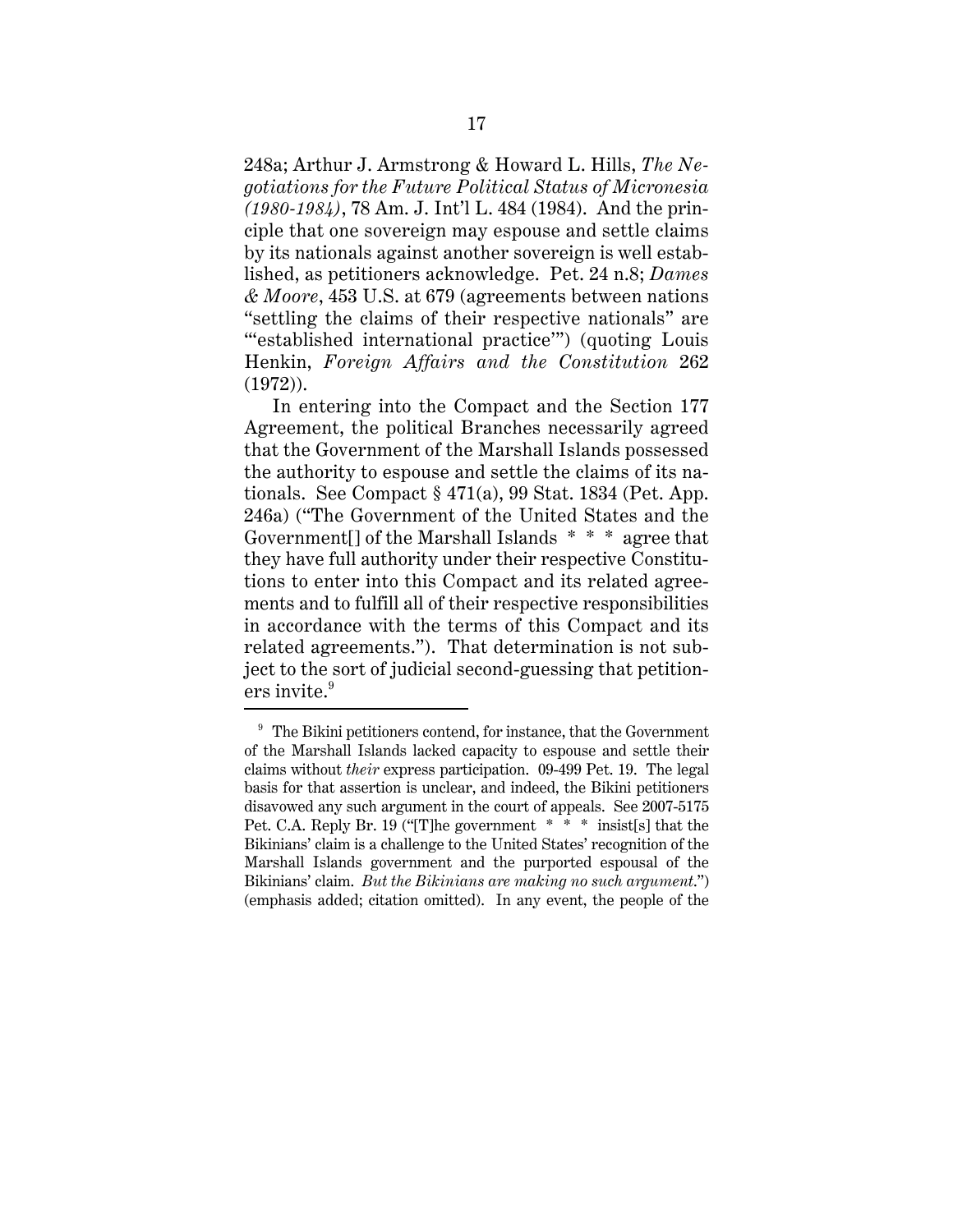248a; Arthur J. Armstrong & Howard L. Hills, *The Negotiations for the Future Political Status of Micronesia (1980-1984)*, 78 Am. J. Int'l L. 484 (1984). And the principle that one sovereign may espouse and settle claims by its nationals against another sovereign is well established, as petitioners acknowledge. Pet. 24 n.8; *Dames & Moore*, 453 U.S. at 679 (agreements between nations "settling the claims of their respective nationals" are "'established international practice'") (quoting Louis Henkin, *Foreign Affairs and the Constitution* 262 (1972)).

In entering into the Compact and the Section 177 Agreement, the political Branches necessarily agreed that the Government of the Marshall Islands possessed the authority to espouse and settle the claims of its nationals. See Compact § 471(a), 99 Stat. 1834 (Pet. App. 246a) ("The Government of the United States and the Government[] of the Marshall Islands * * * agree that they have full authority under their respective Constitutions to enter into this Compact and its related agreements and to fulfill all of their respective responsibilities in accordance with the terms of this Compact and its related agreements."). That determination is not subject to the sort of judicial second-guessing that petitioners invite.[9]

---

[9] The Bikini petitioners contend, for instance, that the Government of the Marshall Islands lacked capacity to espouse and settle their claims without *their* express participation. 09-499 Pet. 19. The legal basis for that assertion is unclear, and indeed, the Bikini petitioners disavowed any such argument in the court of appeals. See 2007-5175 Pet. C.A. Reply Br. 19 ("[T]he government * * * insist[s] that the Bikinians' claim is a challenge to the United States' recognition of the Marshall Islands government and the purported espousal of the Bikinians' claim. *But the Bikinians are making no such argument.*") (emphasis added; citation omitted). In any event, the people of the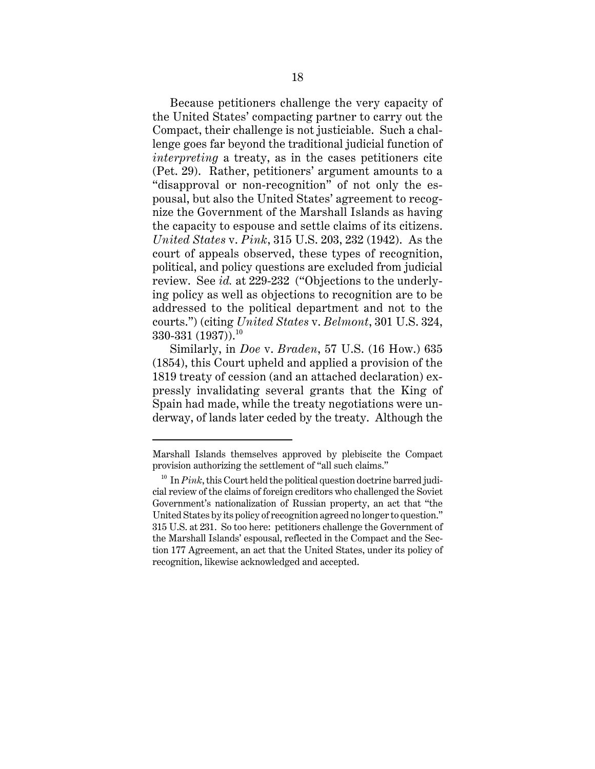Because petitioners challenge the very capacity of the United States' compacting partner to carry out the Compact, their challenge is not justiciable. Such a challenge goes far beyond the traditional judicial function of *interpreting* a treaty, as in the cases petitioners cite (Pet. 29). Rather, petitioners' argument amounts to a "disapproval or non-recognition" of not only the espousal, but also the United States' agreement to recognize the Government of the Marshall Islands as having the capacity to espouse and settle claims of its citizens. *United States* v. *Pink*, 315 U.S. 203, 232 (1942). As the court of appeals observed, these types of recognition, political, and policy questions are excluded from judicial review. See *id.* at 229-232 ("Objections to the underlying policy as well as objections to recognition are to be addressed to the political department and not to the courts.") (citing *United States* v. *Belmont*, 301 U.S. 324, 330-331 (1937)).[10]

Similarly, in *Doe* v. *Braden*, 57 U.S. (16 How.) 635 (1854), this Court upheld and applied a provision of the 1819 treaty of cession (and an attached declaration) expressly invalidating several grants that the King of Spain had made, while the treaty negotiations were underway, of lands later ceded by the treaty. Although the

---

Marshall Islands themselves approved by plebiscite the Compact provision authorizing the settlement of "all such claims."

[10] In *Pink*, this Court held the political question doctrine barred judicial review of the claims of foreign creditors who challenged the Soviet Government's nationalization of Russian property, an act that "the United States by its policy of recognition agreed no longer to question." 315 U.S. at 231. So too here: petitioners challenge the Government of the Marshall Islands' espousal, reflected in the Compact and the Section 177 Agreement, an act that the United States, under its policy of recognition, likewise acknowledged and accepted.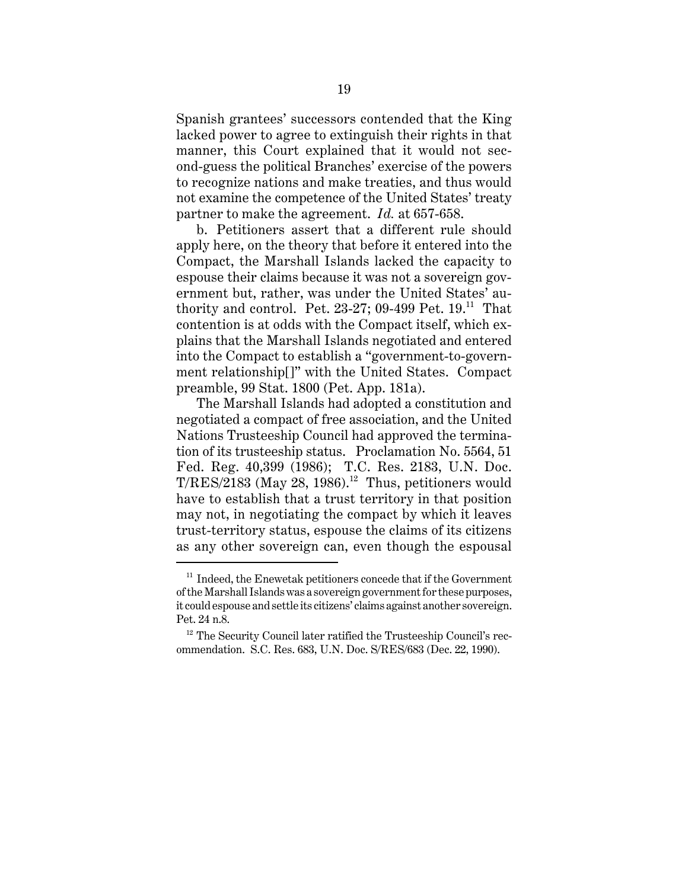Spanish grantees' successors contended that the King lacked power to agree to extinguish their rights in that manner, this Court explained that it would not second-guess the political Branches' exercise of the powers to recognize nations and make treaties, and thus would not examine the competence of the United States' treaty partner to make the agreement. *Id.* at 657-658.

b. Petitioners assert that a different rule should apply here, on the theory that before it entered into the Compact, the Marshall Islands lacked the capacity to espouse their claims because it was not a sovereign government but, rather, was under the United States' authority and control. Pet. 23-27; 09-499 Pet. 19.[11] That contention is at odds with the Compact itself, which explains that the Marshall Islands negotiated and entered into the Compact to establish a "government-to-government relationship[]" with the United States. Compact preamble, 99 Stat. 1800 (Pet. App. 181a).

The Marshall Islands had adopted a constitution and negotiated a compact of free association, and the United Nations Trusteeship Council had approved the termination of its trusteeship status. Proclamation No. 5564, 51 Fed. Reg. 40,399 (1986); T.C. Res. 2183, U.N. Doc. T/RES/2183 (May 28, 1986).[12] Thus, petitioners would have to establish that a trust territory in that position may not, in negotiating the compact by which it leaves trust-territory status, espouse the claims of its citizens as any other sovereign can, even though the espousal

---

[11] Indeed, the Enewetak petitioners concede that if the Government of the Marshall Islands was a sovereign government for these purposes, it could espouse and settle its citizens' claims against another sovereign. Pet. 24 n.8.

[12] The Security Council later ratified the Trusteeship Council's recommendation. S.C. Res. 683, U.N. Doc. S/RES/683 (Dec. 22, 1990).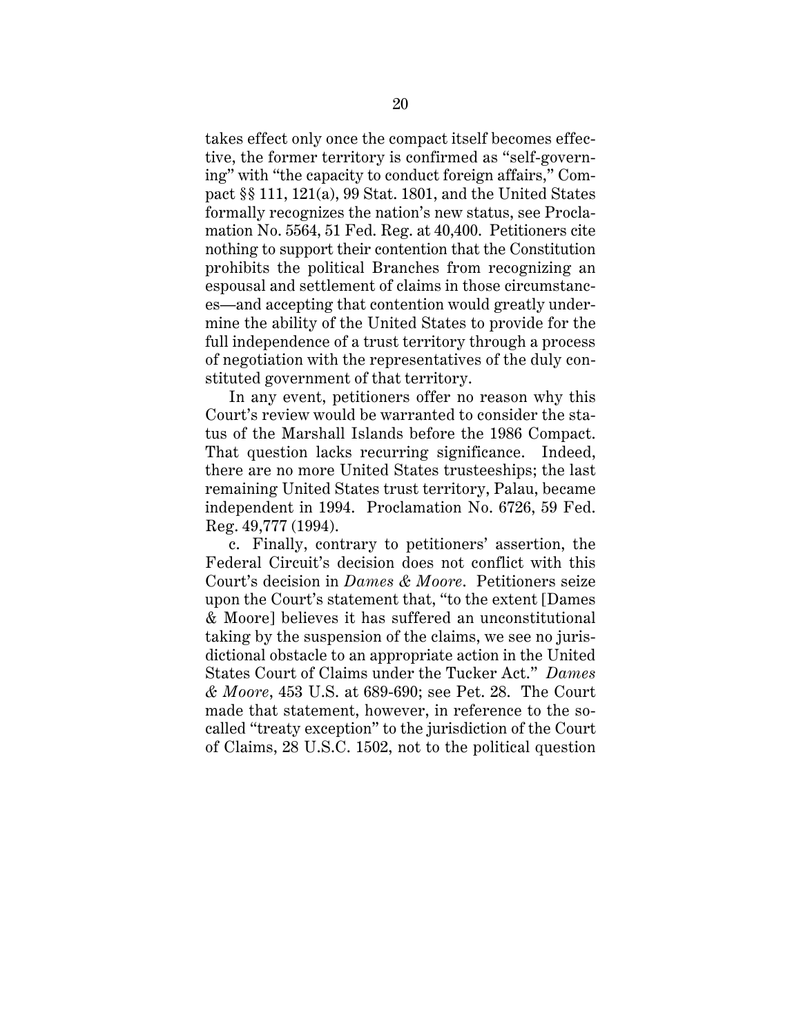takes effect only once the compact itself becomes effective, the former territory is confirmed as "self-governing" with "the capacity to conduct foreign affairs," Compact §§ 111, 121(a), 99 Stat. 1801, and the United States formally recognizes the nation's new status, see Proclamation No. 5564, 51 Fed. Reg. at 40,400. Petitioners cite nothing to support their contention that the Constitution prohibits the political Branches from recognizing an espousal and settlement of claims in those circumstances—and accepting that contention would greatly undermine the ability of the United States to provide for the full independence of a trust territory through a process of negotiation with the representatives of the duly constituted government of that territory.

In any event, petitioners offer no reason why this Court's review would be warranted to consider the status of the Marshall Islands before the 1986 Compact. That question lacks recurring significance. Indeed, there are no more United States trusteeships; the last remaining United States trust territory, Palau, became independent in 1994. Proclamation No. 6726, 59 Fed. Reg. 49,777 (1994).

c. Finally, contrary to petitioners' assertion, the Federal Circuit's decision does not conflict with this Court's decision in *Dames & Moore*. Petitioners seize upon the Court's statement that, "to the extent [Dames & Moore] believes it has suffered an unconstitutional taking by the suspension of the claims, we see no jurisdictional obstacle to an appropriate action in the United States Court of Claims under the Tucker Act." *Dames & Moore*, 453 U.S. at 689-690; see Pet. 28. The Court made that statement, however, in reference to the so-called "treaty exception" to the jurisdiction of the Court of Claims, 28 U.S.C. 1502, not to the political question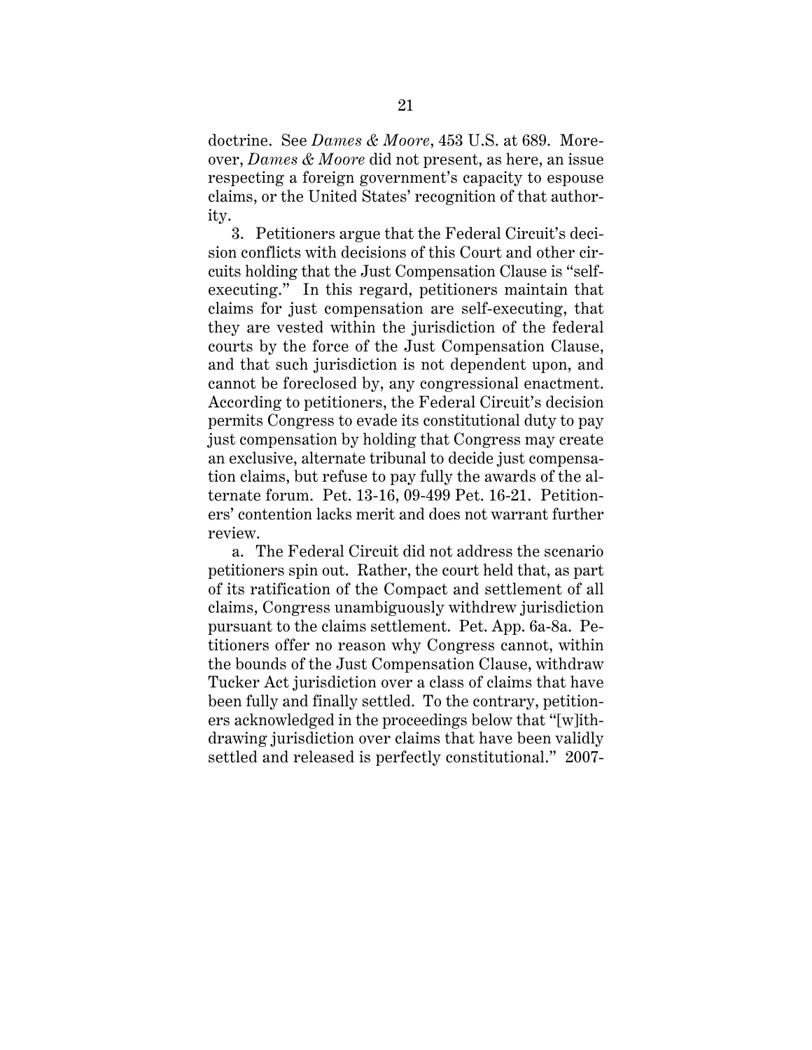doctrine. See *Dames & Moore*, 453 U.S. at 689. Moreover, *Dames & Moore* did not present, as here, an issue respecting a foreign government's capacity to espouse claims, or the United States' recognition of that authority.

3. Petitioners argue that the Federal Circuit's decision conflicts with decisions of this Court and other circuits holding that the Just Compensation Clause is "self-executing." In this regard, petitioners maintain that claims for just compensation are self-executing, that they are vested within the jurisdiction of the federal courts by the force of the Just Compensation Clause, and that such jurisdiction is not dependent upon, and cannot be foreclosed by, any congressional enactment. According to petitioners, the Federal Circuit's decision permits Congress to evade its constitutional duty to pay just compensation by holding that Congress may create an exclusive, alternate tribunal to decide just compensation claims, but refuse to pay fully the awards of the alternate forum. Pet. 13-16, 09-499 Pet. 16-21. Petitioners' contention lacks merit and does not warrant further review.

a. The Federal Circuit did not address the scenario petitioners spin out. Rather, the court held that, as part of its ratification of the Compact and settlement of all claims, Congress unambiguously withdrew jurisdiction pursuant to the claims settlement. Pet. App. 6a-8a. Petitioners offer no reason why Congress cannot, within the bounds of the Just Compensation Clause, withdraw Tucker Act jurisdiction over a class of claims that have been fully and finally settled. To the contrary, petitioners acknowledged in the proceedings below that "[w]ithdrawing jurisdiction over claims that have been validly settled and released is perfectly constitutional." 2007-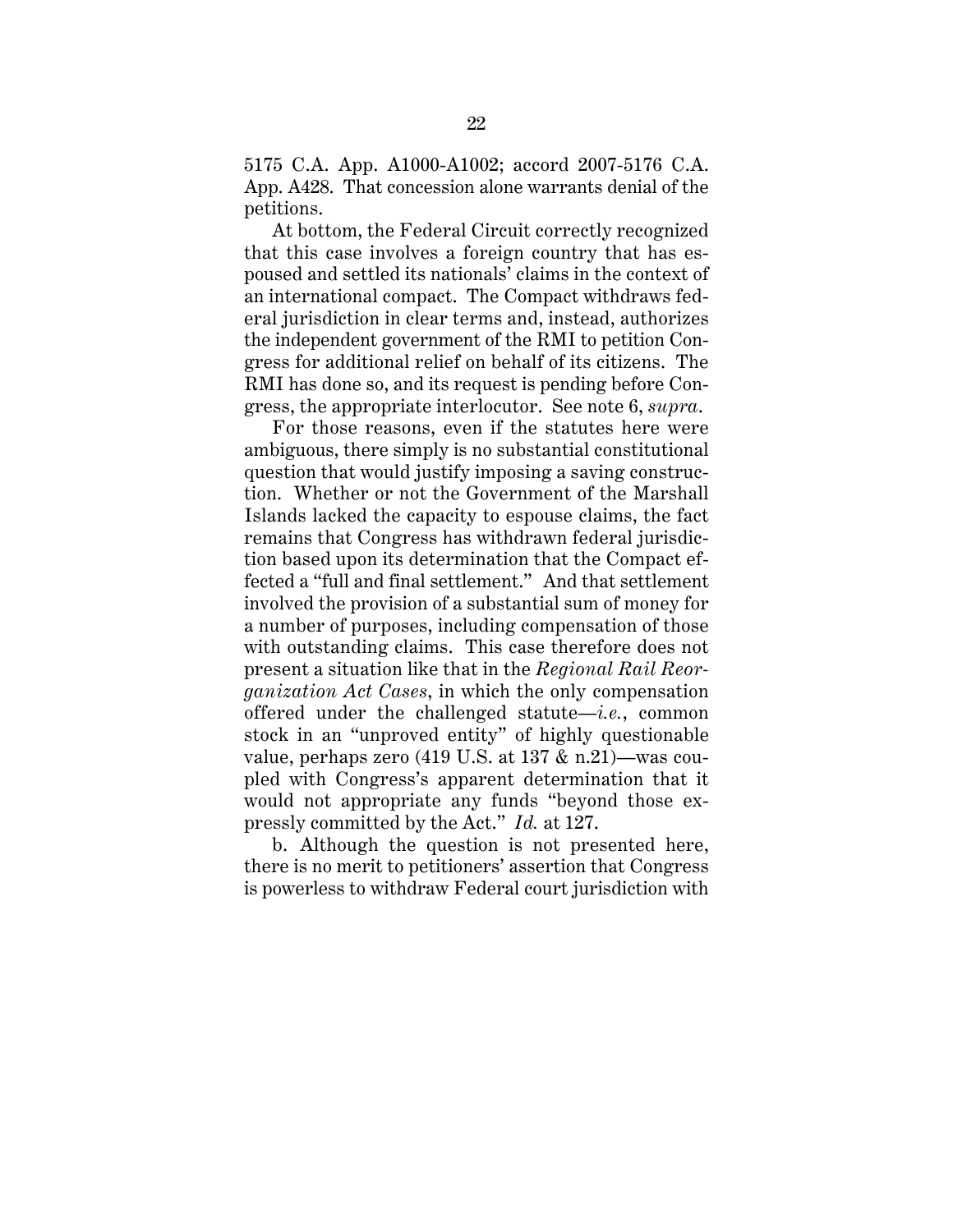5175 C.A. App. A1000-A1002; accord 2007-5176 C.A. App. A428. That concession alone warrants denial of the petitions.

At bottom, the Federal Circuit correctly recognized that this case involves a foreign country that has espoused and settled its nationals' claims in the context of an international compact. The Compact withdraws federal jurisdiction in clear terms and, instead, authorizes the independent government of the RMI to petition Congress for additional relief on behalf of its citizens. The RMI has done so, and its request is pending before Congress, the appropriate interlocutor. See note 6, *supra*.

For those reasons, even if the statutes here were ambiguous, there simply is no substantial constitutional question that would justify imposing a saving construction. Whether or not the Government of the Marshall Islands lacked the capacity to espouse claims, the fact remains that Congress has withdrawn federal jurisdiction based upon its determination that the Compact effected a "full and final settlement." And that settlement involved the provision of a substantial sum of money for a number of purposes, including compensation of those with outstanding claims. This case therefore does not present a situation like that in the *Regional Rail Reorganization Act Cases*, in which the only compensation offered under the challenged statute—*i.e.*, common stock in an "unproved entity" of highly questionable value, perhaps zero (419 U.S. at 137 & n.21)—was coupled with Congress's apparent determination that it would not appropriate any funds "beyond those expressly committed by the Act." *Id.* at 127.

b. Although the question is not presented here, there is no merit to petitioners' assertion that Congress is powerless to withdraw Federal court jurisdiction with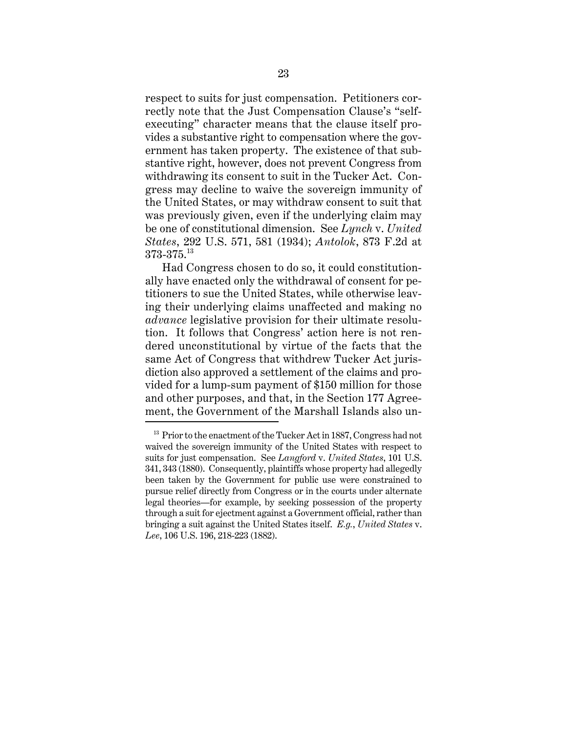respect to suits for just compensation. Petitioners correctly note that the Just Compensation Clause's "self-executing" character means that the clause itself provides a substantive right to compensation where the government has taken property. The existence of that substantive right, however, does not prevent Congress from withdrawing its consent to suit in the Tucker Act. Congress may decline to waive the sovereign immunity of the United States, or may withdraw consent to suit that was previously given, even if the underlying claim may be one of constitutional dimension. See *Lynch* v. *United States*, 292 U.S. 571, 581 (1934); *Antolok*, 873 F.2d at 373-375.[13]

Had Congress chosen to do so, it could constitutionally have enacted only the withdrawal of consent for petitioners to sue the United States, while otherwise leaving their underlying claims unaffected and making no *advance* legislative provision for their ultimate resolution. It follows that Congress' action here is not rendered unconstitutional by virtue of the facts that the same Act of Congress that withdrew Tucker Act jurisdiction also approved a settlement of the claims and provided for a lump-sum payment of $150 million for those and other purposes, and that, in the Section 177 Agreement, the Government of the Marshall Islands also un-

[13] Prior to the enactment of the Tucker Act in 1887, Congress had not waived the sovereign immunity of the United States with respect to suits for just compensation. See *Langford* v. *United States*, 101 U.S. 341, 343 (1880). Consequently, plaintiffs whose property had allegedly been taken by the Government for public use were constrained to pursue relief directly from Congress or in the courts under alternate legal theories—for example, by seeking possession of the property through a suit for ejectment against a Government official, rather than bringing a suit against the United States itself. *E.g.*, *United States* v. *Lee*, 106 U.S. 196, 218-223 (1882).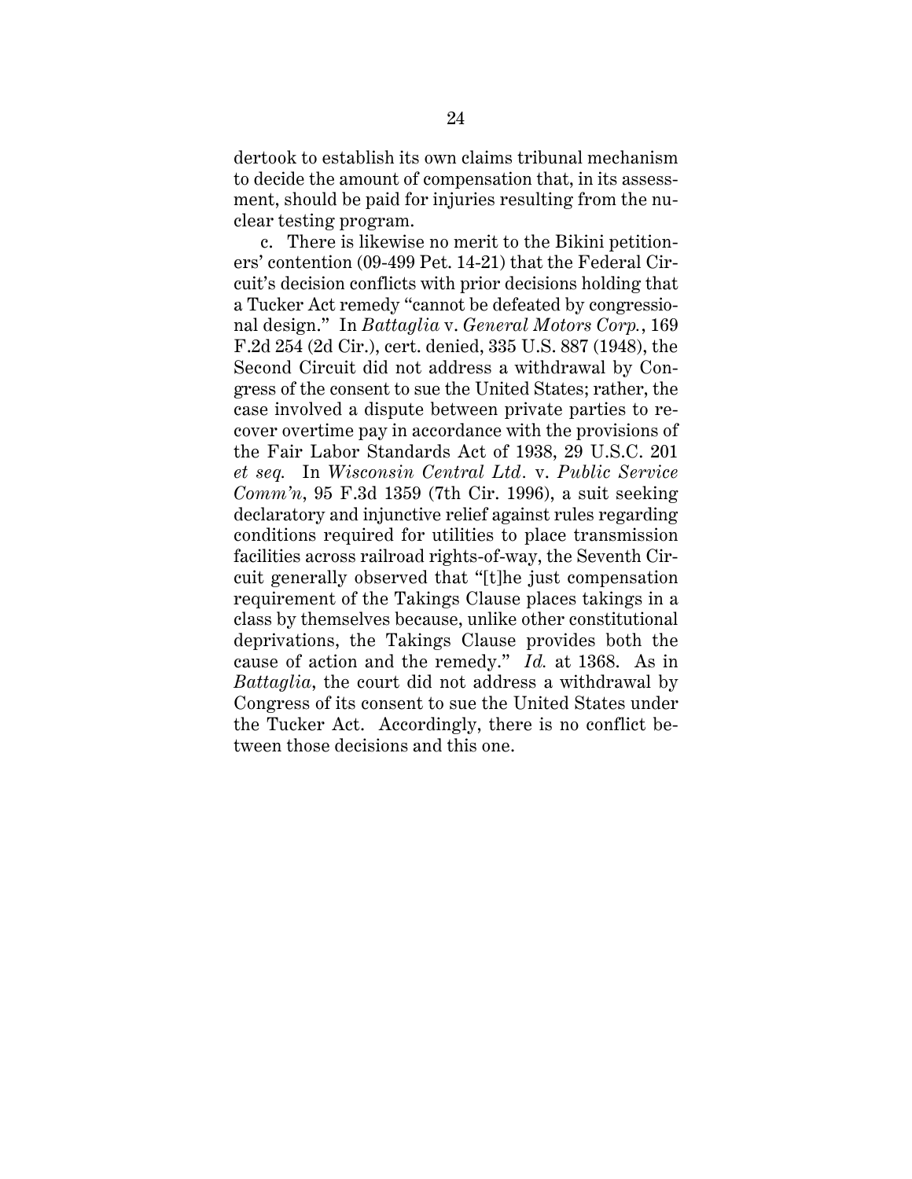dertook to establish its own claims tribunal mechanism to decide the amount of compensation that, in its assessment, should be paid for injuries resulting from the nuclear testing program.

c. There is likewise no merit to the Bikini petitioners' contention (09-499 Pet. 14-21) that the Federal Circuit's decision conflicts with prior decisions holding that a Tucker Act remedy "cannot be defeated by congressional design." In *Battaglia* v. *General Motors Corp.*, 169 F.2d 254 (2d Cir.), cert. denied, 335 U.S. 887 (1948), the Second Circuit did not address a withdrawal by Congress of the consent to sue the United States; rather, the case involved a dispute between private parties to recover overtime pay in accordance with the provisions of the Fair Labor Standards Act of 1938, 29 U.S.C. 201 *et seq.* In *Wisconsin Central Ltd.* v. *Public Service Comm'n*, 95 F.3d 1359 (7th Cir. 1996), a suit seeking declaratory and injunctive relief against rules regarding conditions required for utilities to place transmission facilities across railroad rights-of-way, the Seventh Circuit generally observed that "[t]he just compensation requirement of the Takings Clause places takings in a class by themselves because, unlike other constitutional deprivations, the Takings Clause provides both the cause of action and the remedy." *Id.* at 1368. As in *Battaglia*, the court did not address a withdrawal by Congress of its consent to sue the United States under the Tucker Act. Accordingly, there is no conflict between those decisions and this one.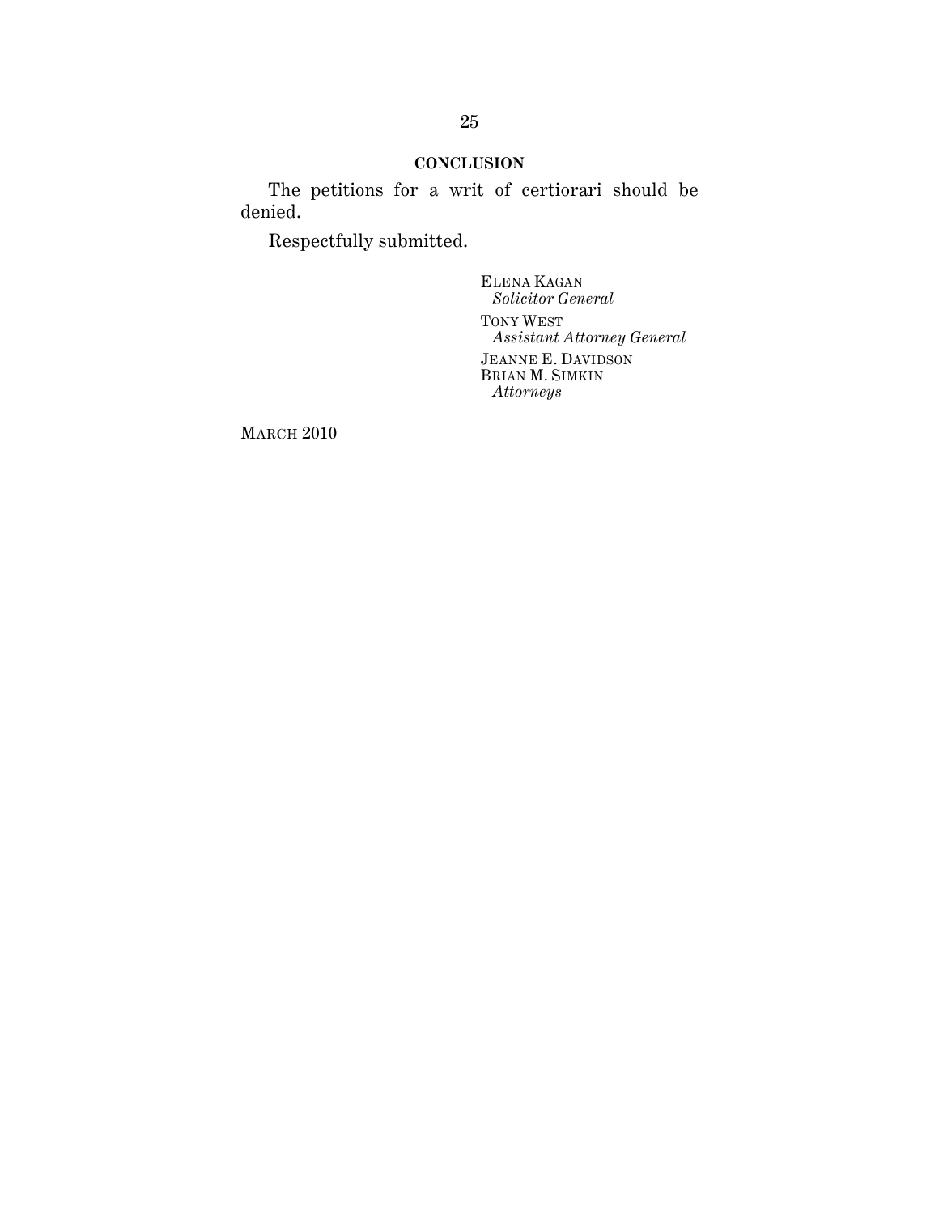## CONCLUSION

The petitions for a writ of certiorari should be denied.

Respectfully submitted.

ELENA KAGAN
*Solicitor General*

TONY WEST
*Assistant Attorney General*

JEANNE E. DAVIDSON
BRIAN M. SIMKIN
*Attorneys*

MARCH 2010